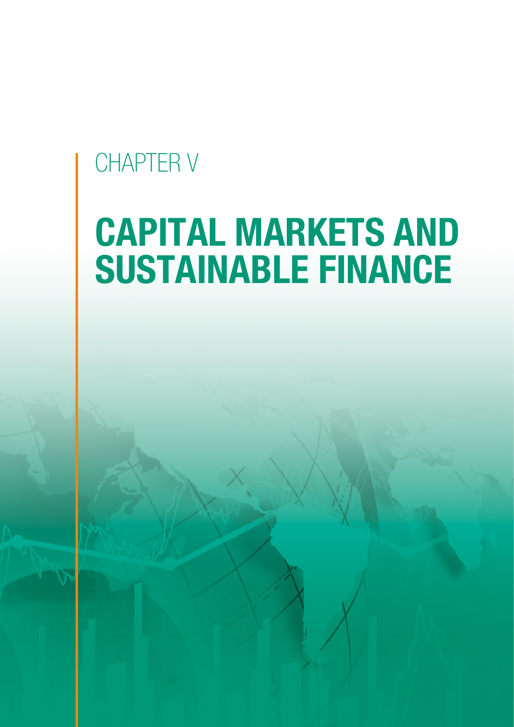CHAPTER V

# CAPITAL MARKETS AND SUSTAINABLE FINANCE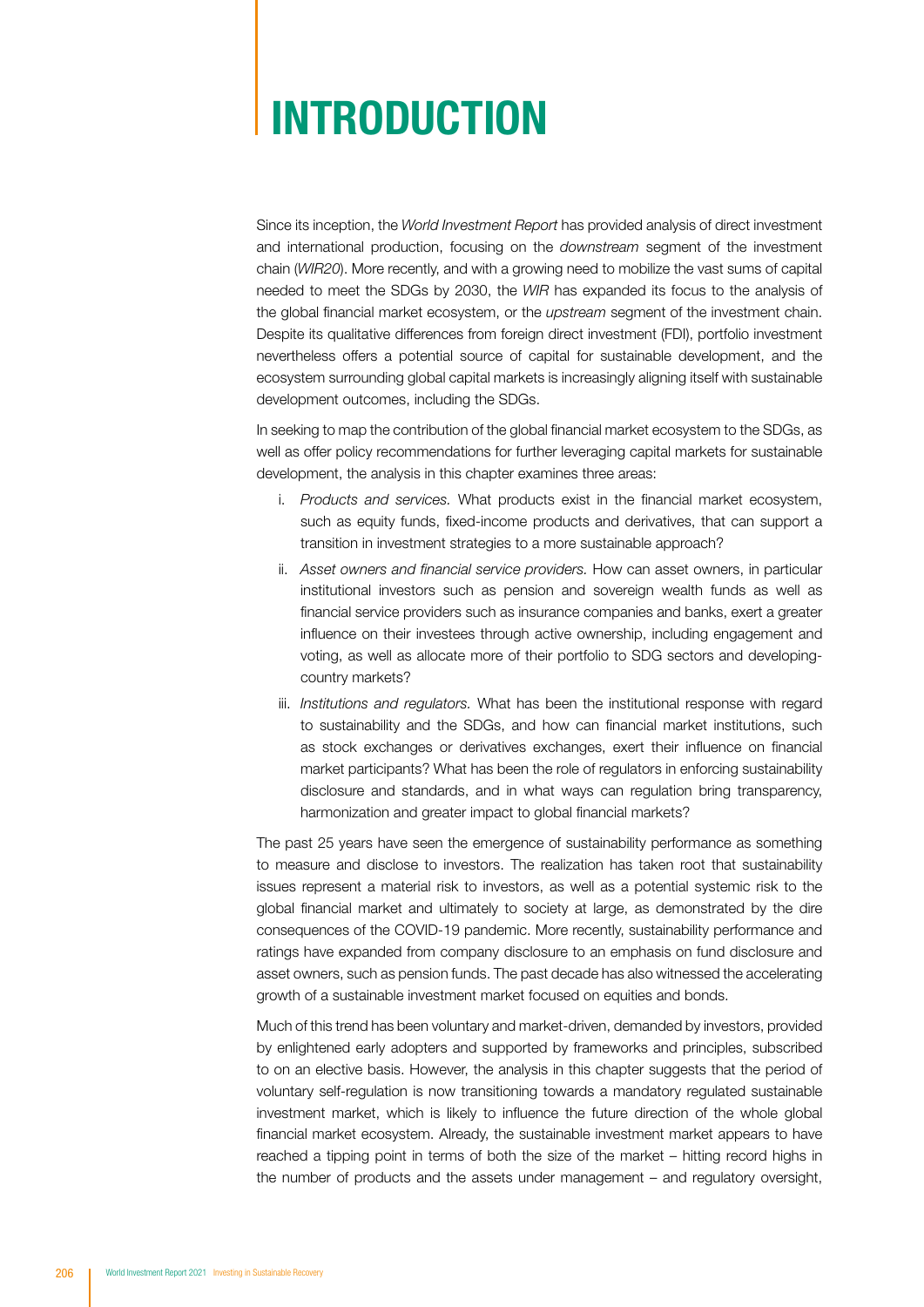# INTRODUCTION

Since its inception, the *World Investment Report* has provided analysis of direct investment and international production, focusing on the *downstream* segment of the investment chain (*WIR20*). More recently, and with a growing need to mobilize the vast sums of capital needed to meet the SDGs by 2030, the *WIR* has expanded its focus to the analysis of the global financial market ecosystem, or the *upstream* segment of the investment chain. Despite its qualitative differences from foreign direct investment (FDI), portfolio investment nevertheless offers a potential source of capital for sustainable development, and the ecosystem surrounding global capital markets is increasingly aligning itself with sustainable development outcomes, including the SDGs.

In seeking to map the contribution of the global financial market ecosystem to the SDGs, as well as offer policy recommendations for further leveraging capital markets for sustainable development, the analysis in this chapter examines three areas:

i. *Products and services.* What products exist in the financial market ecosystem, such as equity funds, fixed-income products and derivatives, that can support a transition in investment strategies to a more sustainable approach?

ii. *Asset owners and financial service providers.* How can asset owners, in particular institutional investors such as pension and sovereign wealth funds as well as financial service providers such as insurance companies and banks, exert a greater influence on their investees through active ownership, including engagement and voting, as well as allocate more of their portfolio to SDG sectors and developing-country markets?

iii. *Institutions and regulators.* What has been the institutional response with regard to sustainability and the SDGs, and how can financial market institutions, such as stock exchanges or derivatives exchanges, exert their influence on financial market participants? What has been the role of regulators in enforcing sustainability disclosure and standards, and in what ways can regulation bring transparency, harmonization and greater impact to global financial markets?

The past 25 years have seen the emergence of sustainability performance as something to measure and disclose to investors. The realization has taken root that sustainability issues represent a material risk to investors, as well as a potential systemic risk to the global financial market and ultimately to society at large, as demonstrated by the dire consequences of the COVID-19 pandemic. More recently, sustainability performance and ratings have expanded from company disclosure to an emphasis on fund disclosure and asset owners, such as pension funds. The past decade has also witnessed the accelerating growth of a sustainable investment market focused on equities and bonds.

Much of this trend has been voluntary and market-driven, demanded by investors, provided by enlightened early adopters and supported by frameworks and principles, subscribed to on an elective basis. However, the analysis in this chapter suggests that the period of voluntary self-regulation is now transitioning towards a mandatory regulated sustainable investment market, which is likely to influence the future direction of the whole global financial market ecosystem. Already, the sustainable investment market appears to have reached a tipping point in terms of both the size of the market – hitting record highs in the number of products and the assets under management – and regulatory oversight,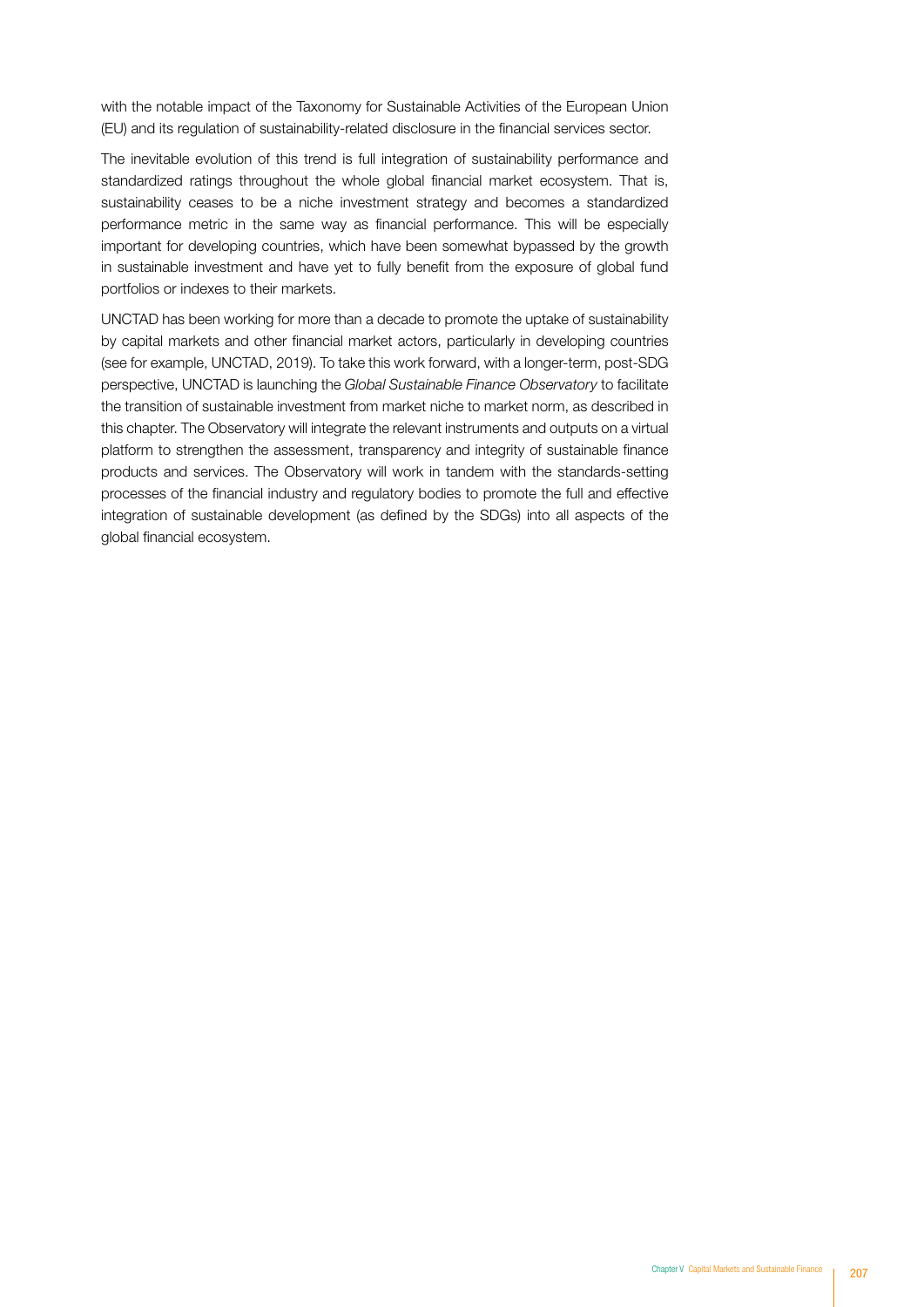with the notable impact of the Taxonomy for Sustainable Activities of the European Union (EU) and its regulation of sustainability-related disclosure in the financial services sector.

The inevitable evolution of this trend is full integration of sustainability performance and standardized ratings throughout the whole global financial market ecosystem. That is, sustainability ceases to be a niche investment strategy and becomes a standardized performance metric in the same way as financial performance. This will be especially important for developing countries, which have been somewhat bypassed by the growth in sustainable investment and have yet to fully benefit from the exposure of global fund portfolios or indexes to their markets.

UNCTAD has been working for more than a decade to promote the uptake of sustainability by capital markets and other financial market actors, particularly in developing countries (see for example, UNCTAD, 2019). To take this work forward, with a longer-term, post-SDG perspective, UNCTAD is launching the *Global Sustainable Finance Observatory* to facilitate the transition of sustainable investment from market niche to market norm, as described in this chapter. The Observatory will integrate the relevant instruments and outputs on a virtual platform to strengthen the assessment, transparency and integrity of sustainable finance products and services. The Observatory will work in tandem with the standards-setting processes of the financial industry and regulatory bodies to promote the full and effective integration of sustainable development (as defined by the SDGs) into all aspects of the global financial ecosystem.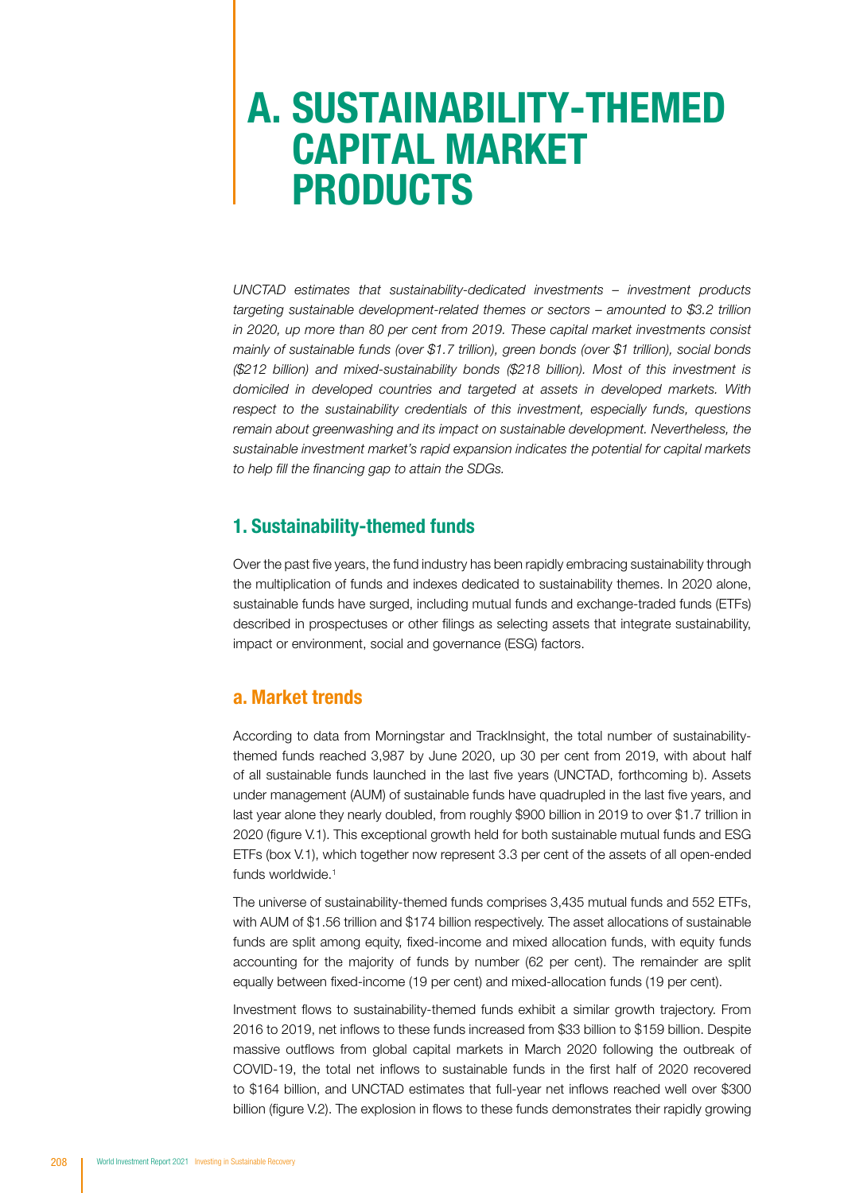# A. SUSTAINABILITY-THEMED CAPITAL MARKET PRODUCTS

*UNCTAD estimates that sustainability-dedicated investments – investment products targeting sustainable development-related themes or sectors – amounted to $3.2 trillion in 2020, up more than 80 per cent from 2019. These capital market investments consist mainly of sustainable funds (over $1.7 trillion), green bonds (over $1 trillion), social bonds ($212 billion) and mixed-sustainability bonds ($218 billion). Most of this investment is domiciled in developed countries and targeted at assets in developed markets. With respect to the sustainability credentials of this investment, especially funds, questions remain about greenwashing and its impact on sustainable development. Nevertheless, the sustainable investment market's rapid expansion indicates the potential for capital markets to help fill the financing gap to attain the SDGs.*

## 1. Sustainability-themed funds

Over the past five years, the fund industry has been rapidly embracing sustainability through the multiplication of funds and indexes dedicated to sustainability themes. In 2020 alone, sustainable funds have surged, including mutual funds and exchange-traded funds (ETFs) described in prospectuses or other filings as selecting assets that integrate sustainability, impact or environment, social and governance (ESG) factors.

### a. Market trends

According to data from Morningstar and TrackInsight, the total number of sustainability-themed funds reached 3,987 by June 2020, up 30 per cent from 2019, with about half of all sustainable funds launched in the last five years (UNCTAD, forthcoming b). Assets under management (AUM) of sustainable funds have quadrupled in the last five years, and last year alone they nearly doubled, from roughly $900 billion in 2019 to over $1.7 trillion in 2020 (figure V.1). This exceptional growth held for both sustainable mutual funds and ESG ETFs (box V.1), which together now represent 3.3 per cent of the assets of all open-ended funds worldwide.[1]

The universe of sustainability-themed funds comprises 3,435 mutual funds and 552 ETFs, with AUM of $1.56 trillion and $174 billion respectively. The asset allocations of sustainable funds are split among equity, fixed-income and mixed allocation funds, with equity funds accounting for the majority of funds by number (62 per cent). The remainder are split equally between fixed-income (19 per cent) and mixed-allocation funds (19 per cent).

Investment flows to sustainability-themed funds exhibit a similar growth trajectory. From 2016 to 2019, net inflows to these funds increased from $33 billion to $159 billion. Despite massive outflows from global capital markets in March 2020 following the outbreak of COVID-19, the total net inflows to sustainable funds in the first half of 2020 recovered to $164 billion, and UNCTAD estimates that full-year net inflows reached well over $300 billion (figure V.2). The explosion in flows to these funds demonstrates their rapidly growing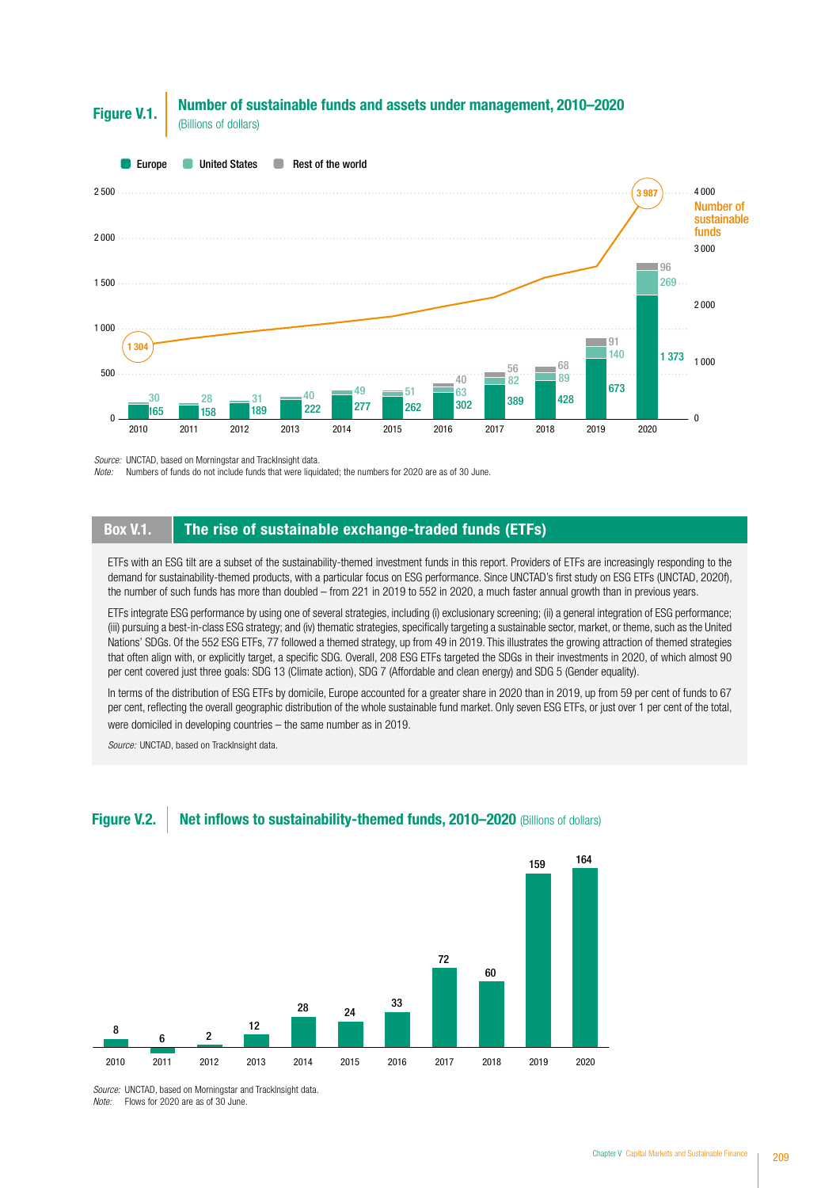**Figure V.1.** **Number of sustainable funds and assets under management, 2010–2020**
(Billions of dollars)

| Year | Europe | United States | Rest of the world |
|---|---|---|---|
| 2010 | 165 | 30 | |
| 2011 | 158 | 28 | |
| 2012 | 189 | 31 | |
| 2013 | 222 | 40 | |
| 2014 | 277 | 49 | |
| 2015 | 262 | 51 | |
| 2016 | 302 | 63 | 40 |
| 2017 | 389 | 82 | 56 |
| 2018 | 428 | 89 | 68 |
| 2019 | 673 | 140 | 91 |
| 2020 | 1 373 | 269 | 96 |

Number of sustainable funds: 1 304 (2010); 3 987 (2020)

*Source:* UNCTAD, based on Morningstar and TrackInsight data.
*Note:* Numbers of funds do not include funds that were liquidated; the numbers for 2020 are as of 30 June.

## Box V.1. The rise of sustainable exchange-traded funds (ETFs)

ETFs with an ESG tilt are a subset of the sustainability-themed investment funds in this report. Providers of ETFs are increasingly responding to the demand for sustainability-themed products, with a particular focus on ESG performance. Since UNCTAD's first study on ESG ETFs (UNCTAD, 2020f), the number of such funds has more than doubled – from 221 in 2019 to 552 in 2020, a much faster annual growth than in previous years.

ETFs integrate ESG performance by using one of several strategies, including (i) exclusionary screening; (ii) a general integration of ESG performance; (iii) pursuing a best-in-class ESG strategy; and (iv) thematic strategies, specifically targeting a sustainable sector, market, or theme, such as the United Nations' SDGs. Of the 552 ESG ETFs, 77 followed a themed strategy, up from 49 in 2019. This illustrates the growing attraction of themed strategies that often align with, or explicitly target, a specific SDG. Overall, 208 ESG ETFs targeted the SDGs in their investments in 2020, of which almost 90 per cent covered just three goals: SDG 13 (Climate action), SDG 7 (Affordable and clean energy) and SDG 5 (Gender equality).

In terms of the distribution of ESG ETFs by domicile, Europe accounted for a greater share in 2020 than in 2019, up from 59 per cent of funds to 67 per cent, reflecting the overall geographic distribution of the whole sustainable fund market. Only seven ESG ETFs, or just over 1 per cent of the total, were domiciled in developing countries – the same number as in 2019.

*Source:* UNCTAD, based on TrackInsight data.

**Figure V.2.** **Net inflows to sustainability-themed funds, 2010–2020** (Billions of dollars)

| Year | 2010 | 2011 | 2012 | 2013 | 2014 | 2015 | 2016 | 2017 | 2018 | 2019 | 2020 |
|---|---|---|---|---|---|---|---|---|---|---|---|
| Net inflows | 8 | 6 | 2 | 12 | 28 | 24 | 33 | 72 | 60 | 159 | 164 |

*Source:* UNCTAD, based on Morningstar and TrackInsight data.
*Note:* Flows for 2020 are as of 30 June.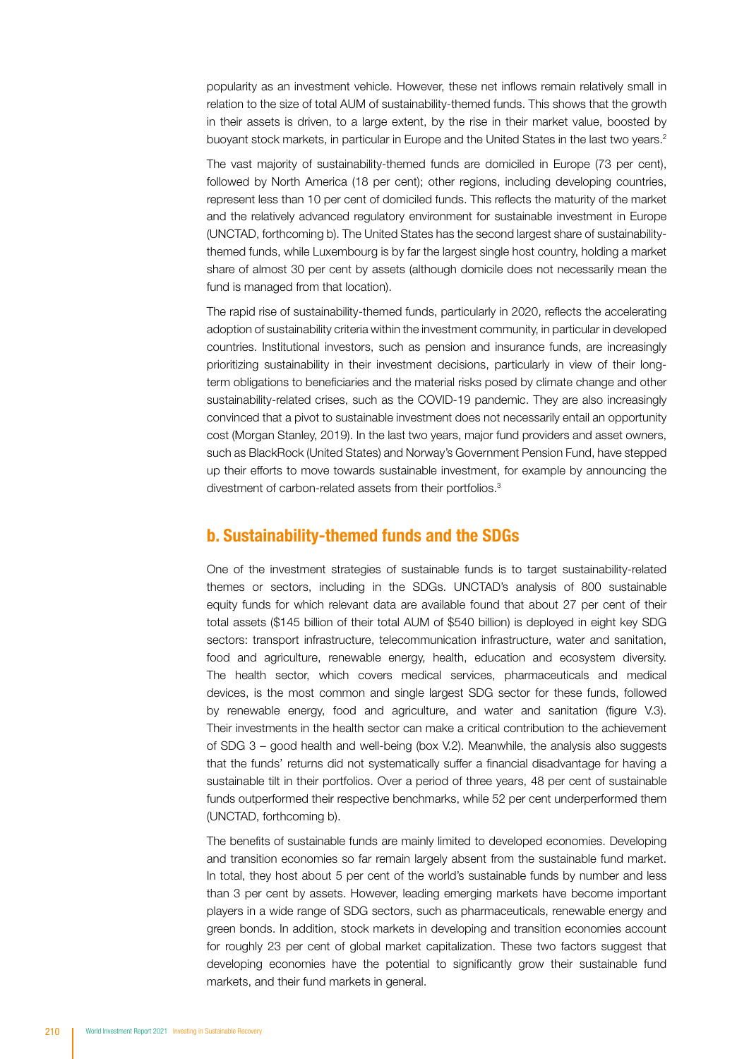popularity as an investment vehicle. However, these net inflows remain relatively small in relation to the size of total AUM of sustainability-themed funds. This shows that the growth in their assets is driven, to a large extent, by the rise in their market value, boosted by buoyant stock markets, in particular in Europe and the United States in the last two years.[2]

The vast majority of sustainability-themed funds are domiciled in Europe (73 per cent), followed by North America (18 per cent); other regions, including developing countries, represent less than 10 per cent of domiciled funds. This reflects the maturity of the market and the relatively advanced regulatory environment for sustainable investment in Europe (UNCTAD, forthcoming b). The United States has the second largest share of sustainability-themed funds, while Luxembourg is by far the largest single host country, holding a market share of almost 30 per cent by assets (although domicile does not necessarily mean the fund is managed from that location).

The rapid rise of sustainability-themed funds, particularly in 2020, reflects the accelerating adoption of sustainability criteria within the investment community, in particular in developed countries. Institutional investors, such as pension and insurance funds, are increasingly prioritizing sustainability in their investment decisions, particularly in view of their long-term obligations to beneficiaries and the material risks posed by climate change and other sustainability-related crises, such as the COVID-19 pandemic. They are also increasingly convinced that a pivot to sustainable investment does not necessarily entail an opportunity cost (Morgan Stanley, 2019). In the last two years, major fund providers and asset owners, such as BlackRock (United States) and Norway's Government Pension Fund, have stepped up their efforts to move towards sustainable investment, for example by announcing the divestment of carbon-related assets from their portfolios.[3]

## b. Sustainability-themed funds and the SDGs

One of the investment strategies of sustainable funds is to target sustainability-related themes or sectors, including in the SDGs. UNCTAD's analysis of 800 sustainable equity funds for which relevant data are available found that about 27 per cent of their total assets ($145 billion of their total AUM of $540 billion) is deployed in eight key SDG sectors: transport infrastructure, telecommunication infrastructure, water and sanitation, food and agriculture, renewable energy, health, education and ecosystem diversity. The health sector, which covers medical services, pharmaceuticals and medical devices, is the most common and single largest SDG sector for these funds, followed by renewable energy, food and agriculture, and water and sanitation (figure V.3). Their investments in the health sector can make a critical contribution to the achievement of SDG 3 – good health and well-being (box V.2). Meanwhile, the analysis also suggests that the funds' returns did not systematically suffer a financial disadvantage for having a sustainable tilt in their portfolios. Over a period of three years, 48 per cent of sustainable funds outperformed their respective benchmarks, while 52 per cent underperformed them (UNCTAD, forthcoming b).

The benefits of sustainable funds are mainly limited to developed economies. Developing and transition economies so far remain largely absent from the sustainable fund market. In total, they host about 5 per cent of the world's sustainable funds by number and less than 3 per cent by assets. However, leading emerging markets have become important players in a wide range of SDG sectors, such as pharmaceuticals, renewable energy and green bonds. In addition, stock markets in developing and transition economies account for roughly 23 per cent of global market capitalization. These two factors suggest that developing economies have the potential to significantly grow their sustainable fund markets, and their fund markets in general.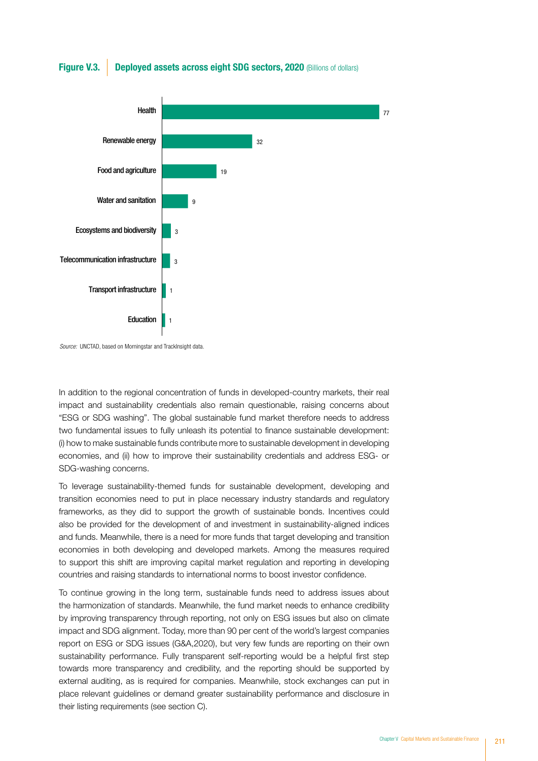**Figure V.3.** **Deployed assets across eight SDG sectors, 2020** (Billions of dollars)

| Sector | Value |
| --- | --- |
| Health | 77 |
| Renewable energy | 32 |
| Food and agriculture | 19 |
| Water and sanitation | 9 |
| Ecosystems and biodiversity | 3 |
| Telecommunication infrastructure | 3 |
| Transport infrastructure | 1 |
| Education | 1 |

*Source:* UNCTAD, based on Morningstar and TrackInsight data.

In addition to the regional concentration of funds in developed-country markets, their real impact and sustainability credentials also remain questionable, raising concerns about "ESG or SDG washing". The global sustainable fund market therefore needs to address two fundamental issues to fully unleash its potential to finance sustainable development: (i) how to make sustainable funds contribute more to sustainable development in developing economies, and (ii) how to improve their sustainability credentials and address ESG- or SDG-washing concerns.

To leverage sustainability-themed funds for sustainable development, developing and transition economies need to put in place necessary industry standards and regulatory frameworks, as they did to support the growth of sustainable bonds. Incentives could also be provided for the development of and investment in sustainability-aligned indices and funds. Meanwhile, there is a need for more funds that target developing and transition economies in both developing and developed markets. Among the measures required to support this shift are improving capital market regulation and reporting in developing countries and raising standards to international norms to boost investor confidence.

To continue growing in the long term, sustainable funds need to address issues about the harmonization of standards. Meanwhile, the fund market needs to enhance credibility by improving transparency through reporting, not only on ESG issues but also on climate impact and SDG alignment. Today, more than 90 per cent of the world's largest companies report on ESG or SDG issues (G&A,2020), but very few funds are reporting on their own sustainability performance. Fully transparent self-reporting would be a helpful first step towards more transparency and credibility, and the reporting should be supported by external auditing, as is required for companies. Meanwhile, stock exchanges can put in place relevant guidelines or demand greater sustainability performance and disclosure in their listing requirements (see section C).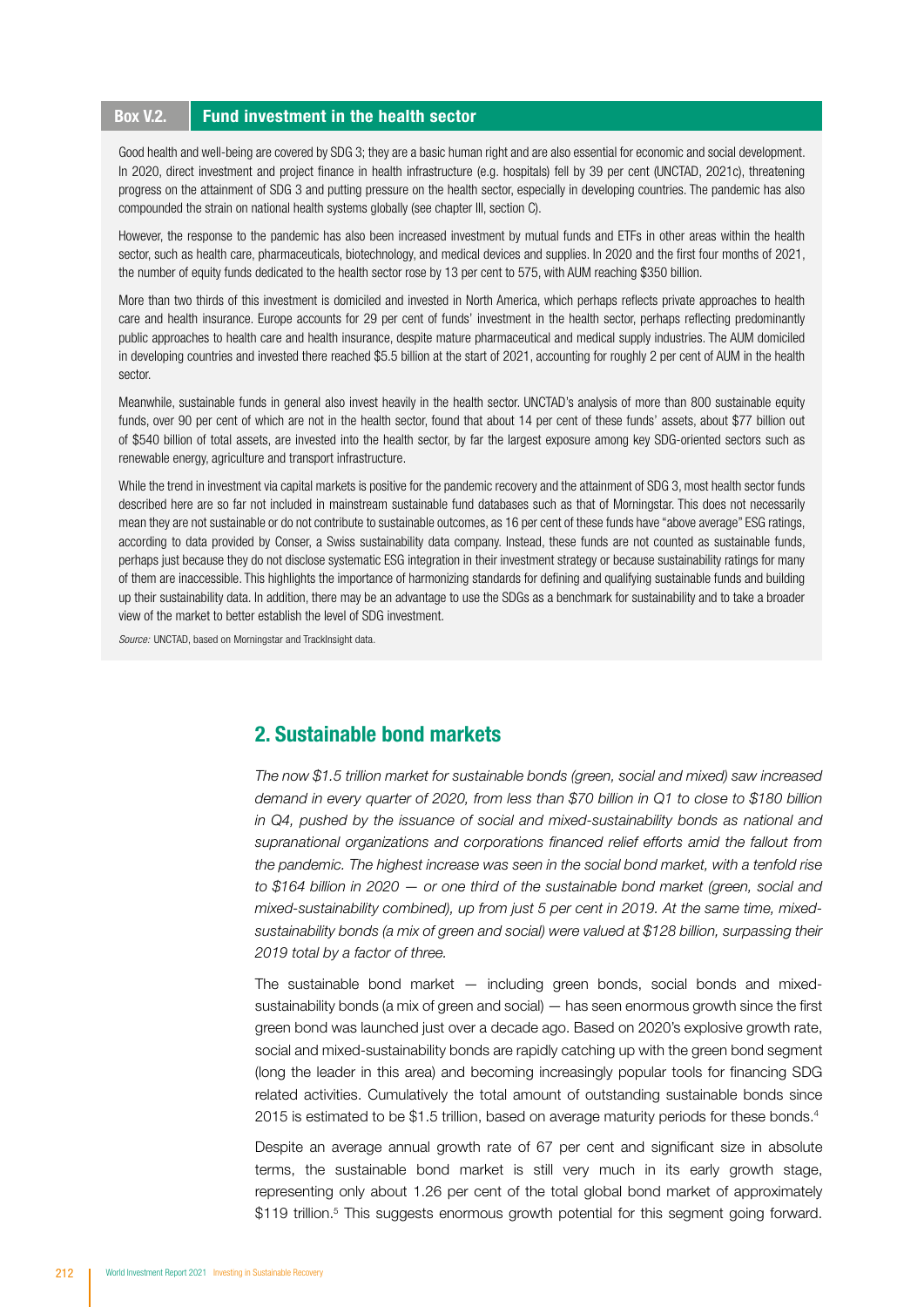**Box V.2. Fund investment in the health sector**

Good health and well-being are covered by SDG 3; they are a basic human right and are also essential for economic and social development. In 2020, direct investment and project finance in health infrastructure (e.g. hospitals) fell by 39 per cent (UNCTAD, 2021c), threatening progress on the attainment of SDG 3 and putting pressure on the health sector, especially in developing countries. The pandemic has also compounded the strain on national health systems globally (see chapter III, section C).

However, the response to the pandemic has also been increased investment by mutual funds and ETFs in other areas within the health sector, such as health care, pharmaceuticals, biotechnology, and medical devices and supplies. In 2020 and the first four months of 2021, the number of equity funds dedicated to the health sector rose by 13 per cent to 575, with AUM reaching $350 billion.

More than two thirds of this investment is domiciled and invested in North America, which perhaps reflects private approaches to health care and health insurance. Europe accounts for 29 per cent of funds' investment in the health sector, perhaps reflecting predominantly public approaches to health care and health insurance, despite mature pharmaceutical and medical supply industries. The AUM domiciled in developing countries and invested there reached $5.5 billion at the start of 2021, accounting for roughly 2 per cent of AUM in the health sector.

Meanwhile, sustainable funds in general also invest heavily in the health sector. UNCTAD's analysis of more than 800 sustainable equity funds, over 90 per cent of which are not in the health sector, found that about 14 per cent of these funds' assets, about $77 billion out of $540 billion of total assets, are invested into the health sector, by far the largest exposure among key SDG-oriented sectors such as renewable energy, agriculture and transport infrastructure.

While the trend in investment via capital markets is positive for the pandemic recovery and the attainment of SDG 3, most health sector funds described here are so far not included in mainstream sustainable fund databases such as that of Morningstar. This does not necessarily mean they are not sustainable or do not contribute to sustainable outcomes, as 16 per cent of these funds have "above average" ESG ratings, according to data provided by Conser, a Swiss sustainability data company. Instead, these funds are not counted as sustainable funds, perhaps just because they do not disclose systematic ESG integration in their investment strategy or because sustainability ratings for many of them are inaccessible. This highlights the importance of harmonizing standards for defining and qualifying sustainable funds and building up their sustainability data. In addition, there may be an advantage to use the SDGs as a benchmark for sustainability and to take a broader view of the market to better establish the level of SDG investment.

*Source:* UNCTAD, based on Morningstar and TrackInsight data.

## 2. Sustainable bond markets

*The now $1.5 trillion market for sustainable bonds (green, social and mixed) saw increased demand in every quarter of 2020, from less than $70 billion in Q1 to close to $180 billion in Q4, pushed by the issuance of social and mixed-sustainability bonds as national and supranational organizations and corporations financed relief efforts amid the fallout from the pandemic. The highest increase was seen in the social bond market, with a tenfold rise to $164 billion in 2020 — or one third of the sustainable bond market (green, social and mixed-sustainability combined), up from just 5 per cent in 2019. At the same time, mixed-sustainability bonds (a mix of green and social) were valued at $128 billion, surpassing their 2019 total by a factor of three.*

The sustainable bond market — including green bonds, social bonds and mixed-sustainability bonds (a mix of green and social) — has seen enormous growth since the first green bond was launched just over a decade ago. Based on 2020's explosive growth rate, social and mixed-sustainability bonds are rapidly catching up with the green bond segment (long the leader in this area) and becoming increasingly popular tools for financing SDG related activities. Cumulatively the total amount of outstanding sustainable bonds since 2015 is estimated to be $1.5 trillion, based on average maturity periods for these bonds.[4]

Despite an average annual growth rate of 67 per cent and significant size in absolute terms, the sustainable bond market is still very much in its early growth stage, representing only about 1.26 per cent of the total global bond market of approximately $119 trillion.[5] This suggests enormous growth potential for this segment going forward.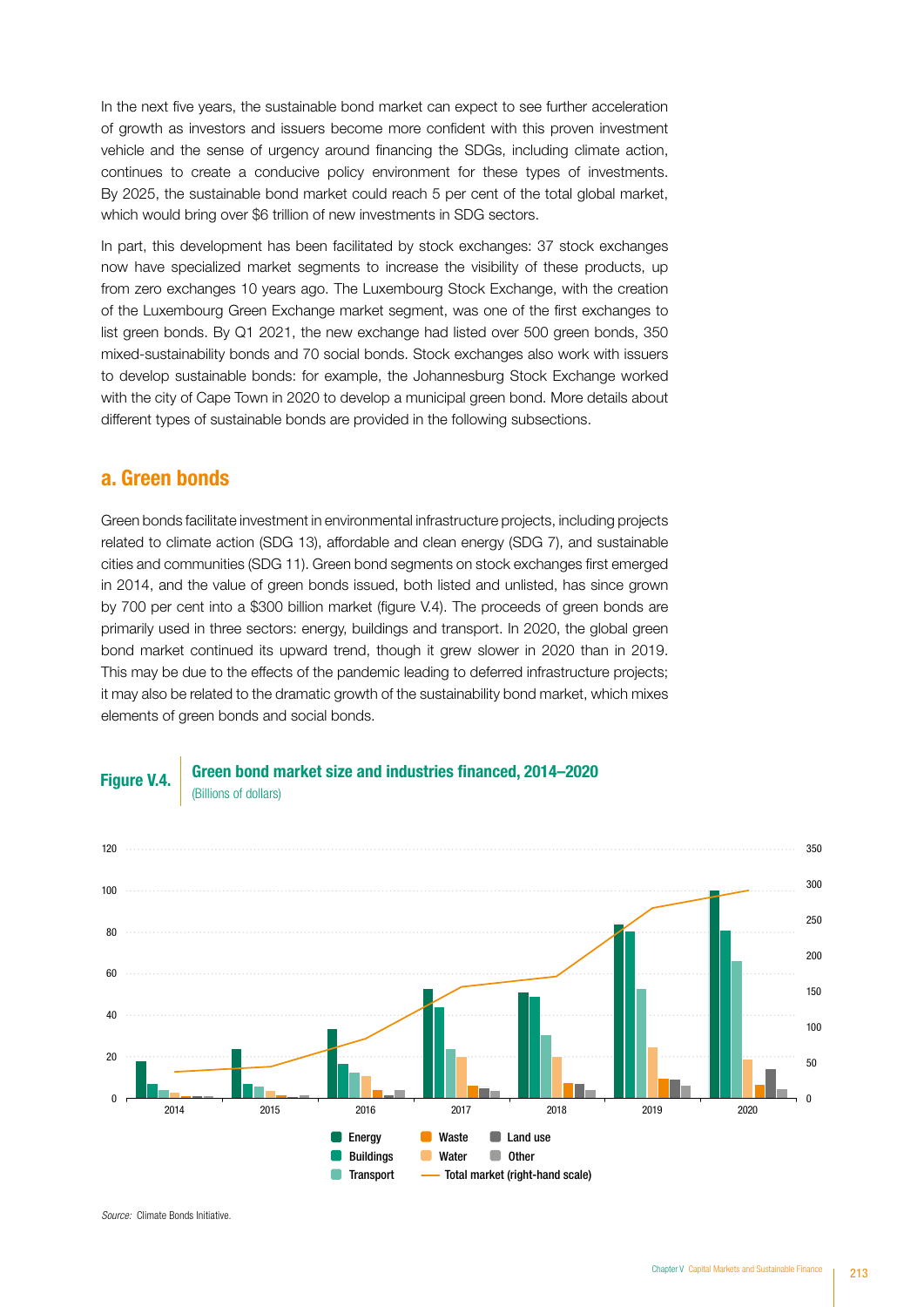In the next five years, the sustainable bond market can expect to see further acceleration of growth as investors and issuers become more confident with this proven investment vehicle and the sense of urgency around financing the SDGs, including climate action, continues to create a conducive policy environment for these types of investments. By 2025, the sustainable bond market could reach 5 per cent of the total global market, which would bring over $6 trillion of new investments in SDG sectors.

In part, this development has been facilitated by stock exchanges: 37 stock exchanges now have specialized market segments to increase the visibility of these products, up from zero exchanges 10 years ago. The Luxembourg Stock Exchange, with the creation of the Luxembourg Green Exchange market segment, was one of the first exchanges to list green bonds. By Q1 2021, the new exchange had listed over 500 green bonds, 350 mixed-sustainability bonds and 70 social bonds. Stock exchanges also work with issuers to develop sustainable bonds: for example, the Johannesburg Stock Exchange worked with the city of Cape Town in 2020 to develop a municipal green bond. More details about different types of sustainable bonds are provided in the following subsections.

## a. Green bonds

Green bonds facilitate investment in environmental infrastructure projects, including projects related to climate action (SDG 13), affordable and clean energy (SDG 7), and sustainable cities and communities (SDG 11). Green bond segments on stock exchanges first emerged in 2014, and the value of green bonds issued, both listed and unlisted, has since grown by 700 per cent into a $300 billion market (figure V.4). The proceeds of green bonds are primarily used in three sectors: energy, buildings and transport. In 2020, the global green bond market continued its upward trend, though it grew slower in 2020 than in 2019. This may be due to the effects of the pandemic leading to deferred infrastructure projects; it may also be related to the dramatic growth of the sustainability bond market, which mixes elements of green bonds and social bonds.

**Figure V.4.** **Green bond market size and industries financed, 2014–2020**
(Billions of dollars)

*Source:* Climate Bonds Initiative.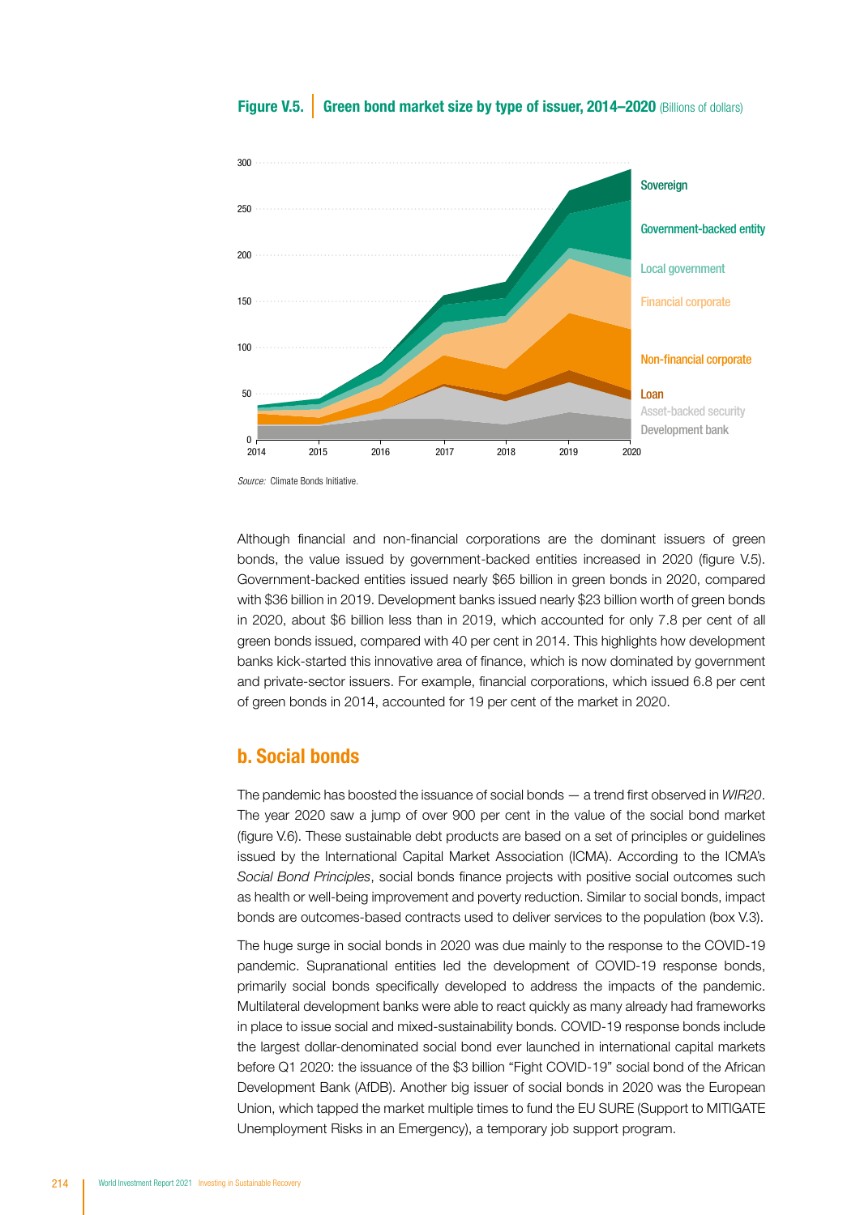**Figure V.5.** **Green bond market size by type of issuer, 2014–2020** (Billions of dollars)

*Source:* Climate Bonds Initiative.

Although financial and non-financial corporations are the dominant issuers of green bonds, the value issued by government-backed entities increased in 2020 (figure V.5). Government-backed entities issued nearly $65 billion in green bonds in 2020, compared with $36 billion in 2019. Development banks issued nearly $23 billion worth of green bonds in 2020, about $6 billion less than in 2019, which accounted for only 7.8 per cent of all green bonds issued, compared with 40 per cent in 2014. This highlights how development banks kick-started this innovative area of finance, which is now dominated by government and private-sector issuers. For example, financial corporations, which issued 6.8 per cent of green bonds in 2014, accounted for 19 per cent of the market in 2020.

## b. Social bonds

The pandemic has boosted the issuance of social bonds — a trend first observed in *WIR20*. The year 2020 saw a jump of over 900 per cent in the value of the social bond market (figure V.6). These sustainable debt products are based on a set of principles or guidelines issued by the International Capital Market Association (ICMA). According to the ICMA's *Social Bond Principles*, social bonds finance projects with positive social outcomes such as health or well-being improvement and poverty reduction. Similar to social bonds, impact bonds are outcomes-based contracts used to deliver services to the population (box V.3).

The huge surge in social bonds in 2020 was due mainly to the response to the COVID-19 pandemic. Supranational entities led the development of COVID-19 response bonds, primarily social bonds specifically developed to address the impacts of the pandemic. Multilateral development banks were able to react quickly as many already had frameworks in place to issue social and mixed-sustainability bonds. COVID-19 response bonds include the largest dollar-denominated social bond ever launched in international capital markets before Q1 2020: the issuance of the $3 billion "Fight COVID-19" social bond of the African Development Bank (AfDB). Another big issuer of social bonds in 2020 was the European Union, which tapped the market multiple times to fund the EU SURE (Support to MITIGATE Unemployment Risks in an Emergency), a temporary job support program.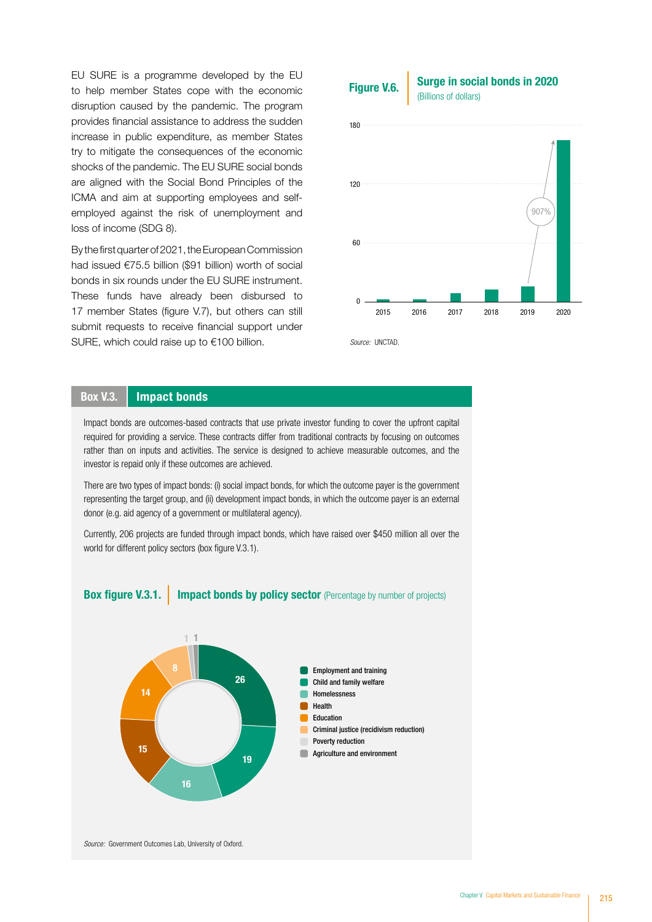EU SURE is a programme developed by the EU to help member States cope with the economic disruption caused by the pandemic. The program provides financial assistance to address the sudden increase in public expenditure, as member States try to mitigate the consequences of the economic shocks of the pandemic. The EU SURE social bonds are aligned with the Social Bond Principles of the ICMA and aim at supporting employees and self-employed against the risk of unemployment and loss of income (SDG 8).

By the first quarter of 2021, the European Commission had issued €75.5 billion ($91 billion) worth of social bonds in six rounds under the EU SURE instrument. These funds have already been disbursed to 17 member States (figure V.7), but others can still submit requests to receive financial support under SURE, which could raise up to €100 billion.

**Figure V.6.** **Surge in social bonds in 2020**
(Billions of dollars)

180
120
60
0
2015 2016 2017 2018 2019 2020
907%

*Source:* UNCTAD.

## Box V.3. Impact bonds

Impact bonds are outcomes-based contracts that use private investor funding to cover the upfront capital required for providing a service. These contracts differ from traditional contracts by focusing on outcomes rather than on inputs and activities. The service is designed to achieve measurable outcomes, and the investor is repaid only if these outcomes are achieved.

There are two types of impact bonds: (i) social impact bonds, for which the outcome payer is the government representing the target group, and (ii) development impact bonds, in which the outcome payer is an external donor (e.g. aid agency of a government or multilateral agency).

Currently, 206 projects are funded through impact bonds, which have raised over $450 million all over the world for different policy sectors (box figure V.3.1).

**Box figure V.3.1.** **Impact bonds by policy sector** (Percentage by number of projects)

| Policy sector | Percentage |
|---|---|
| Employment and training | 26 |
| Child and family welfare | 19 |
| Homelessness | 16 |
| Health | 15 |
| Education | 14 |
| Criminal justice (recidivism reduction) | 8 |
| Poverty reduction | 1 |
| Agriculture and environment | 1 |

*Source:* Government Outcomes Lab, University of Oxford.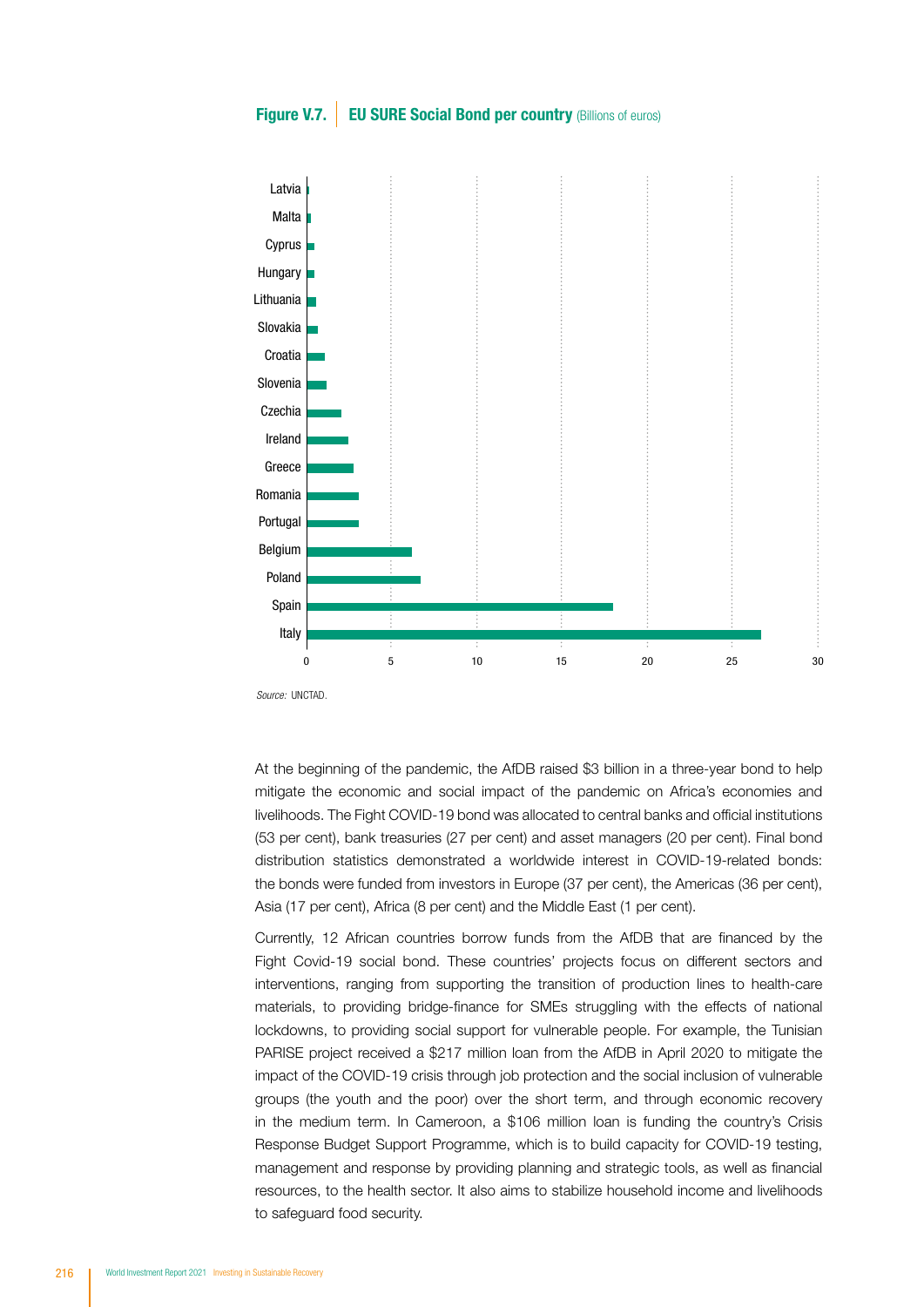**Figure V.7.** **EU SURE Social Bond per country** (Billions of euros)

| Country | Billions of euros |
|---|---|
| Latvia | |
| Malta | |
| Cyprus | |
| Hungary | |
| Lithuania | |
| Slovakia | |
| Croatia | |
| Slovenia | |
| Czechia | |
| Ireland | |
| Greece | |
| Romania | |
| Portugal | |
| Belgium | |
| Poland | |
| Spain | |
| Italy | |

*Source:* UNCTAD.

At the beginning of the pandemic, the AfDB raised $3 billion in a three-year bond to help mitigate the economic and social impact of the pandemic on Africa's economies and livelihoods. The Fight COVID-19 bond was allocated to central banks and official institutions (53 per cent), bank treasuries (27 per cent) and asset managers (20 per cent). Final bond distribution statistics demonstrated a worldwide interest in COVID-19-related bonds: the bonds were funded from investors in Europe (37 per cent), the Americas (36 per cent), Asia (17 per cent), Africa (8 per cent) and the Middle East (1 per cent).

Currently, 12 African countries borrow funds from the AfDB that are financed by the Fight Covid-19 social bond. These countries' projects focus on different sectors and interventions, ranging from supporting the transition of production lines to health-care materials, to providing bridge-finance for SMEs struggling with the effects of national lockdowns, to providing social support for vulnerable people. For example, the Tunisian PARISE project received a $217 million loan from the AfDB in April 2020 to mitigate the impact of the COVID-19 crisis through job protection and the social inclusion of vulnerable groups (the youth and the poor) over the short term, and through economic recovery in the medium term. In Cameroon, a $106 million loan is funding the country's Crisis Response Budget Support Programme, which is to build capacity for COVID-19 testing, management and response by providing planning and strategic tools, as well as financial resources, to the health sector. It also aims to stabilize household income and livelihoods to safeguard food security.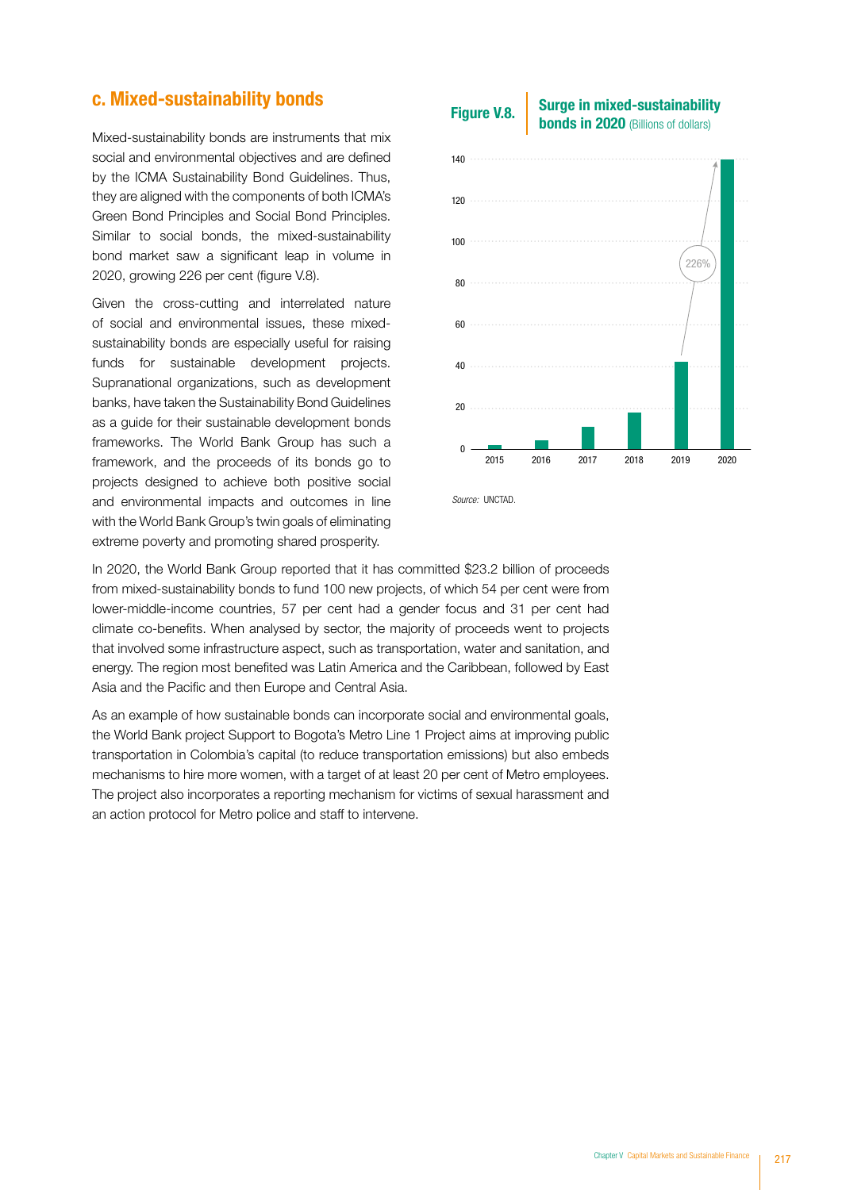## c. Mixed-sustainability bonds

Mixed-sustainability bonds are instruments that mix social and environmental objectives and are defined by the ICMA Sustainability Bond Guidelines. Thus, they are aligned with the components of both ICMA's Green Bond Principles and Social Bond Principles. Similar to social bonds, the mixed-sustainability bond market saw a significant leap in volume in 2020, growing 226 per cent (figure V.8).

Given the cross-cutting and interrelated nature of social and environmental issues, these mixed-sustainability bonds are especially useful for raising funds for sustainable development projects. Supranational organizations, such as development banks, have taken the Sustainability Bond Guidelines as a guide for their sustainable development bonds frameworks. The World Bank Group has such a framework, and the proceeds of its bonds go to projects designed to achieve both positive social and environmental impacts and outcomes in line with the World Bank Group's twin goals of eliminating extreme poverty and promoting shared prosperity.

**Figure V.8.** **Surge in mixed-sustainability bonds in 2020** (Billions of dollars)

Source: UNCTAD.

In 2020, the World Bank Group reported that it has committed $23.2 billion of proceeds from mixed-sustainability bonds to fund 100 new projects, of which 54 per cent were from lower-middle-income countries, 57 per cent had a gender focus and 31 per cent had climate co-benefits. When analysed by sector, the majority of proceeds went to projects that involved some infrastructure aspect, such as transportation, water and sanitation, and energy. The region most benefited was Latin America and the Caribbean, followed by East Asia and the Pacific and then Europe and Central Asia.

As an example of how sustainable bonds can incorporate social and environmental goals, the World Bank project Support to Bogota's Metro Line 1 Project aims at improving public transportation in Colombia's capital (to reduce transportation emissions) but also embeds mechanisms to hire more women, with a target of at least 20 per cent of Metro employees. The project also incorporates a reporting mechanism for victims of sexual harassment and an action protocol for Metro police and staff to intervene.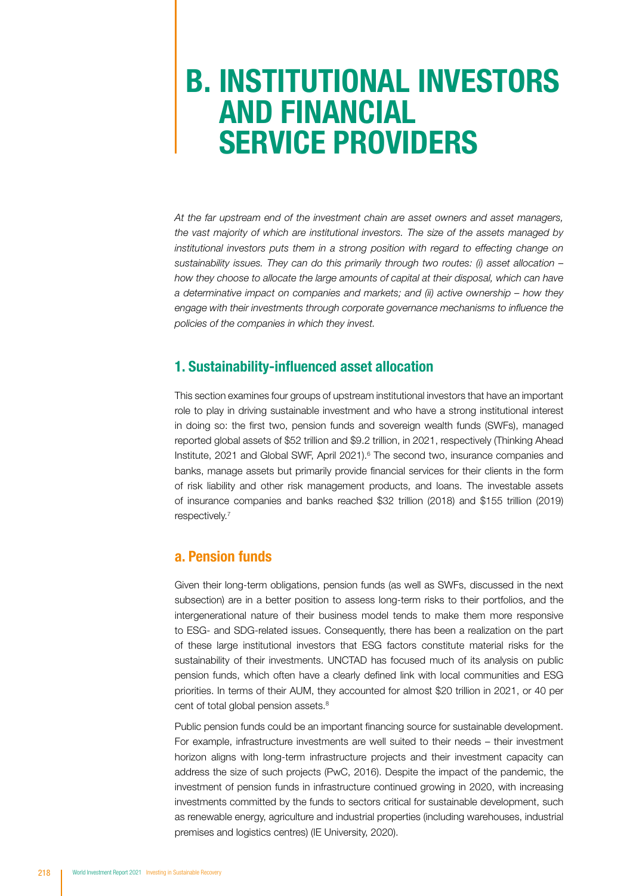# B. INSTITUTIONAL INVESTORS AND FINANCIAL SERVICE PROVIDERS

*At the far upstream end of the investment chain are asset owners and asset managers, the vast majority of which are institutional investors. The size of the assets managed by institutional investors puts them in a strong position with regard to effecting change on sustainability issues. They can do this primarily through two routes: (i) asset allocation – how they choose to allocate the large amounts of capital at their disposal, which can have a determinative impact on companies and markets; and (ii) active ownership – how they engage with their investments through corporate governance mechanisms to influence the policies of the companies in which they invest.*

## 1. Sustainability-influenced asset allocation

This section examines four groups of upstream institutional investors that have an important role to play in driving sustainable investment and who have a strong institutional interest in doing so: the first two, pension funds and sovereign wealth funds (SWFs), managed reported global assets of $52 trillion and $9.2 trillion, in 2021, respectively (Thinking Ahead Institute, 2021 and Global SWF, April 2021).[6] The second two, insurance companies and banks, manage assets but primarily provide financial services for their clients in the form of risk liability and other risk management products, and loans. The investable assets of insurance companies and banks reached $32 trillion (2018) and $155 trillion (2019) respectively.[7]

### a. Pension funds

Given their long-term obligations, pension funds (as well as SWFs, discussed in the next subsection) are in a better position to assess long-term risks to their portfolios, and the intergenerational nature of their business model tends to make them more responsive to ESG- and SDG-related issues. Consequently, there has been a realization on the part of these large institutional investors that ESG factors constitute material risks for the sustainability of their investments. UNCTAD has focused much of its analysis on public pension funds, which often have a clearly defined link with local communities and ESG priorities. In terms of their AUM, they accounted for almost $20 trillion in 2021, or 40 per cent of total global pension assets.[8]

Public pension funds could be an important financing source for sustainable development. For example, infrastructure investments are well suited to their needs – their investment horizon aligns with long-term infrastructure projects and their investment capacity can address the size of such projects (PwC, 2016). Despite the impact of the pandemic, the investment of pension funds in infrastructure continued growing in 2020, with increasing investments committed by the funds to sectors critical for sustainable development, such as renewable energy, agriculture and industrial properties (including warehouses, industrial premises and logistics centres) (IE University, 2020).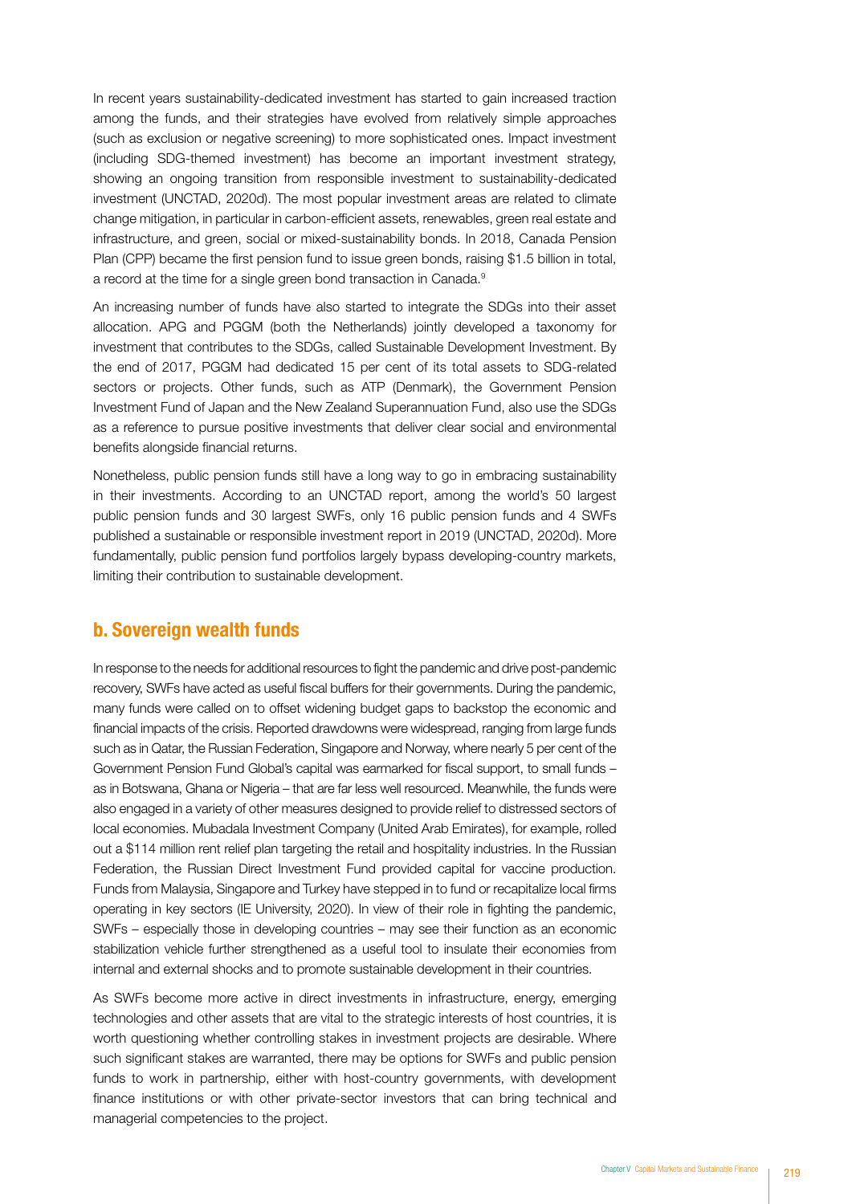In recent years sustainability-dedicated investment has started to gain increased traction among the funds, and their strategies have evolved from relatively simple approaches (such as exclusion or negative screening) to more sophisticated ones. Impact investment (including SDG-themed investment) has become an important investment strategy, showing an ongoing transition from responsible investment to sustainability-dedicated investment (UNCTAD, 2020d). The most popular investment areas are related to climate change mitigation, in particular in carbon-efficient assets, renewables, green real estate and infrastructure, and green, social or mixed-sustainability bonds. In 2018, Canada Pension Plan (CPP) became the first pension fund to issue green bonds, raising $1.5 billion in total, a record at the time for a single green bond transaction in Canada.[9]

An increasing number of funds have also started to integrate the SDGs into their asset allocation. APG and PGGM (both the Netherlands) jointly developed a taxonomy for investment that contributes to the SDGs, called Sustainable Development Investment. By the end of 2017, PGGM had dedicated 15 per cent of its total assets to SDG-related sectors or projects. Other funds, such as ATP (Denmark), the Government Pension Investment Fund of Japan and the New Zealand Superannuation Fund, also use the SDGs as a reference to pursue positive investments that deliver clear social and environmental benefits alongside financial returns.

Nonetheless, public pension funds still have a long way to go in embracing sustainability in their investments. According to an UNCTAD report, among the world's 50 largest public pension funds and 30 largest SWFs, only 16 public pension funds and 4 SWFs published a sustainable or responsible investment report in 2019 (UNCTAD, 2020d). More fundamentally, public pension fund portfolios largely bypass developing-country markets, limiting their contribution to sustainable development.

## b. Sovereign wealth funds

In response to the needs for additional resources to fight the pandemic and drive post-pandemic recovery, SWFs have acted as useful fiscal buffers for their governments. During the pandemic, many funds were called on to offset widening budget gaps to backstop the economic and financial impacts of the crisis. Reported drawdowns were widespread, ranging from large funds such as in Qatar, the Russian Federation, Singapore and Norway, where nearly 5 per cent of the Government Pension Fund Global's capital was earmarked for fiscal support, to small funds – as in Botswana, Ghana or Nigeria – that are far less well resourced. Meanwhile, the funds were also engaged in a variety of other measures designed to provide relief to distressed sectors of local economies. Mubadala Investment Company (United Arab Emirates), for example, rolled out a $114 million rent relief plan targeting the retail and hospitality industries. In the Russian Federation, the Russian Direct Investment Fund provided capital for vaccine production. Funds from Malaysia, Singapore and Turkey have stepped in to fund or recapitalize local firms operating in key sectors (IE University, 2020). In view of their role in fighting the pandemic, SWFs – especially those in developing countries – may see their function as an economic stabilization vehicle further strengthened as a useful tool to insulate their economies from internal and external shocks and to promote sustainable development in their countries.

As SWFs become more active in direct investments in infrastructure, energy, emerging technologies and other assets that are vital to the strategic interests of host countries, it is worth questioning whether controlling stakes in investment projects are desirable. Where such significant stakes are warranted, there may be options for SWFs and public pension funds to work in partnership, either with host-country governments, with development finance institutions or with other private-sector investors that can bring technical and managerial competencies to the project.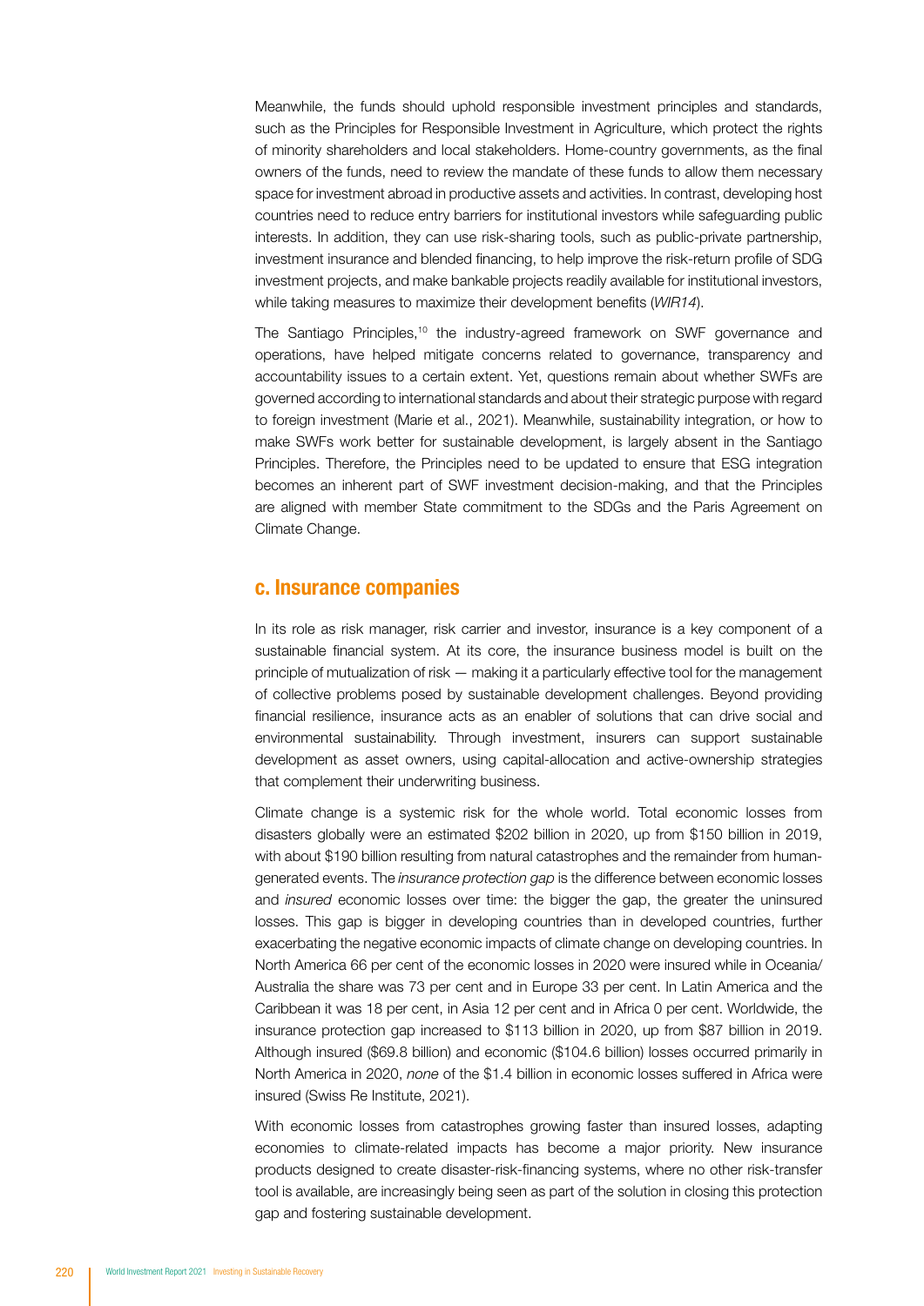Meanwhile, the funds should uphold responsible investment principles and standards, such as the Principles for Responsible Investment in Agriculture, which protect the rights of minority shareholders and local stakeholders. Home-country governments, as the final owners of the funds, need to review the mandate of these funds to allow them necessary space for investment abroad in productive assets and activities. In contrast, developing host countries need to reduce entry barriers for institutional investors while safeguarding public interests. In addition, they can use risk-sharing tools, such as public-private partnership, investment insurance and blended financing, to help improve the risk-return profile of SDG investment projects, and make bankable projects readily available for institutional investors, while taking measures to maximize their development benefits (*WIR14*).

The Santiago Principles,[10] the industry-agreed framework on SWF governance and operations, have helped mitigate concerns related to governance, transparency and accountability issues to a certain extent. Yet, questions remain about whether SWFs are governed according to international standards and about their strategic purpose with regard to foreign investment (Marie et al., 2021). Meanwhile, sustainability integration, or how to make SWFs work better for sustainable development, is largely absent in the Santiago Principles. Therefore, the Principles need to be updated to ensure that ESG integration becomes an inherent part of SWF investment decision-making, and that the Principles are aligned with member State commitment to the SDGs and the Paris Agreement on Climate Change.

## c. Insurance companies

In its role as risk manager, risk carrier and investor, insurance is a key component of a sustainable financial system. At its core, the insurance business model is built on the principle of mutualization of risk — making it a particularly effective tool for the management of collective problems posed by sustainable development challenges. Beyond providing financial resilience, insurance acts as an enabler of solutions that can drive social and environmental sustainability. Through investment, insurers can support sustainable development as asset owners, using capital-allocation and active-ownership strategies that complement their underwriting business.

Climate change is a systemic risk for the whole world. Total economic losses from disasters globally were an estimated $202 billion in 2020, up from $150 billion in 2019, with about $190 billion resulting from natural catastrophes and the remainder from human-generated events. The *insurance protection gap* is the difference between economic losses and *insured* economic losses over time: the bigger the gap, the greater the uninsured losses. This gap is bigger in developing countries than in developed countries, further exacerbating the negative economic impacts of climate change on developing countries. In North America 66 per cent of the economic losses in 2020 were insured while in Oceania/Australia the share was 73 per cent and in Europe 33 per cent. In Latin America and the Caribbean it was 18 per cent, in Asia 12 per cent and in Africa 0 per cent. Worldwide, the insurance protection gap increased to $113 billion in 2020, up from $87 billion in 2019. Although insured ($69.8 billion) and economic ($104.6 billion) losses occurred primarily in North America in 2020, *none* of the $1.4 billion in economic losses suffered in Africa were insured (Swiss Re Institute, 2021).

With economic losses from catastrophes growing faster than insured losses, adapting economies to climate-related impacts has become a major priority. New insurance products designed to create disaster-risk-financing systems, where no other risk-transfer tool is available, are increasingly being seen as part of the solution in closing this protection gap and fostering sustainable development.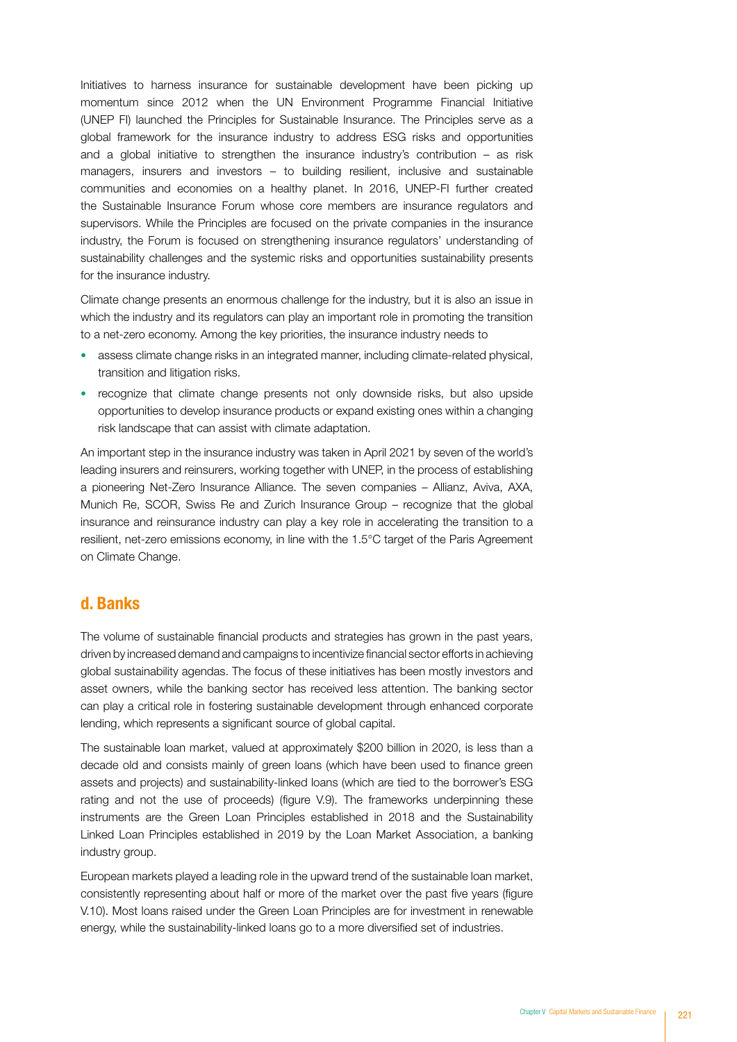Initiatives to harness insurance for sustainable development have been picking up momentum since 2012 when the UN Environment Programme Financial Initiative (UNEP FI) launched the Principles for Sustainable Insurance. The Principles serve as a global framework for the insurance industry to address ESG risks and opportunities and a global initiative to strengthen the insurance industry's contribution – as risk managers, insurers and investors – to building resilient, inclusive and sustainable communities and economies on a healthy planet. In 2016, UNEP-FI further created the Sustainable Insurance Forum whose core members are insurance regulators and supervisors. While the Principles are focused on the private companies in the insurance industry, the Forum is focused on strengthening insurance regulators' understanding of sustainability challenges and the systemic risks and opportunities sustainability presents for the insurance industry.

Climate change presents an enormous challenge for the industry, but it is also an issue in which the industry and its regulators can play an important role in promoting the transition to a net-zero economy. Among the key priorities, the insurance industry needs to

- assess climate change risks in an integrated manner, including climate-related physical, transition and litigation risks.
- recognize that climate change presents not only downside risks, but also upside opportunities to develop insurance products or expand existing ones within a changing risk landscape that can assist with climate adaptation.

An important step in the insurance industry was taken in April 2021 by seven of the world's leading insurers and reinsurers, working together with UNEP, in the process of establishing a pioneering Net-Zero Insurance Alliance. The seven companies – Allianz, Aviva, AXA, Munich Re, SCOR, Swiss Re and Zurich Insurance Group – recognize that the global insurance and reinsurance industry can play a key role in accelerating the transition to a resilient, net-zero emissions economy, in line with the 1.5°C target of the Paris Agreement on Climate Change.

## d. Banks

The volume of sustainable financial products and strategies has grown in the past years, driven by increased demand and campaigns to incentivize financial sector efforts in achieving global sustainability agendas. The focus of these initiatives has been mostly investors and asset owners, while the banking sector has received less attention. The banking sector can play a critical role in fostering sustainable development through enhanced corporate lending, which represents a significant source of global capital.

The sustainable loan market, valued at approximately $200 billion in 2020, is less than a decade old and consists mainly of green loans (which have been used to finance green assets and projects) and sustainability-linked loans (which are tied to the borrower's ESG rating and not the use of proceeds) (figure V.9). The frameworks underpinning these instruments are the Green Loan Principles established in 2018 and the Sustainability Linked Loan Principles established in 2019 by the Loan Market Association, a banking industry group.

European markets played a leading role in the upward trend of the sustainable loan market, consistently representing about half or more of the market over the past five years (figure V.10). Most loans raised under the Green Loan Principles are for investment in renewable energy, while the sustainability-linked loans go to a more diversified set of industries.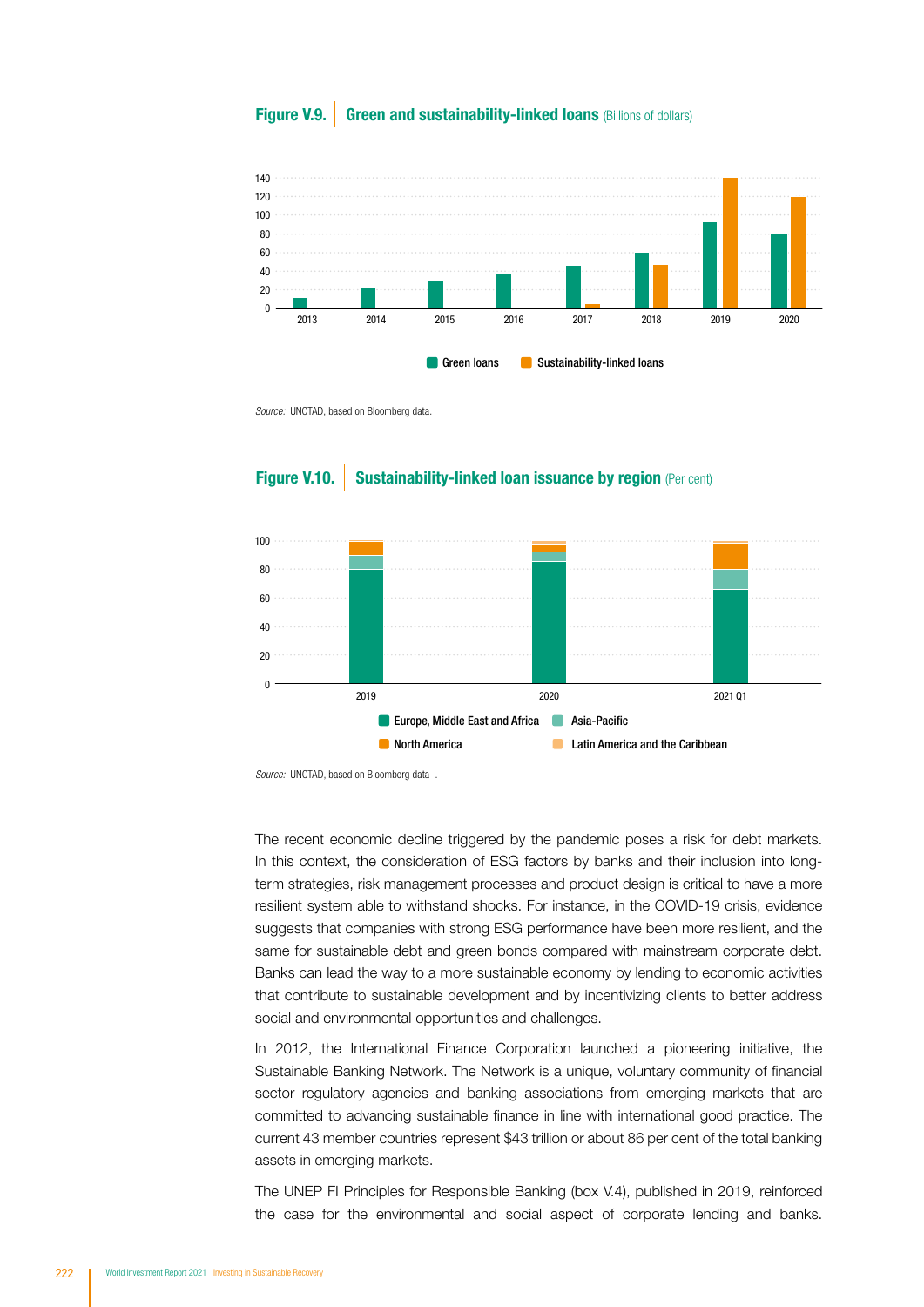**Figure V.9.** **Green and sustainability-linked loans** (Billions of dollars)

Source: UNCTAD, based on Bloomberg data.

**Figure V.10.** **Sustainability-linked loan issuance by region** (Per cent)

Source: UNCTAD, based on Bloomberg data.

The recent economic decline triggered by the pandemic poses a risk for debt markets. In this context, the consideration of ESG factors by banks and their inclusion into long-term strategies, risk management processes and product design is critical to have a more resilient system able to withstand shocks. For instance, in the COVID-19 crisis, evidence suggests that companies with strong ESG performance have been more resilient, and the same for sustainable debt and green bonds compared with mainstream corporate debt. Banks can lead the way to a more sustainable economy by lending to economic activities that contribute to sustainable development and by incentivizing clients to better address social and environmental opportunities and challenges.

In 2012, the International Finance Corporation launched a pioneering initiative, the Sustainable Banking Network. The Network is a unique, voluntary community of financial sector regulatory agencies and banking associations from emerging markets that are committed to advancing sustainable finance in line with international good practice. The current 43 member countries represent $43 trillion or about 86 per cent of the total banking assets in emerging markets.

The UNEP FI Principles for Responsible Banking (box V.4), published in 2019, reinforced the case for the environmental and social aspect of corporate lending and banks.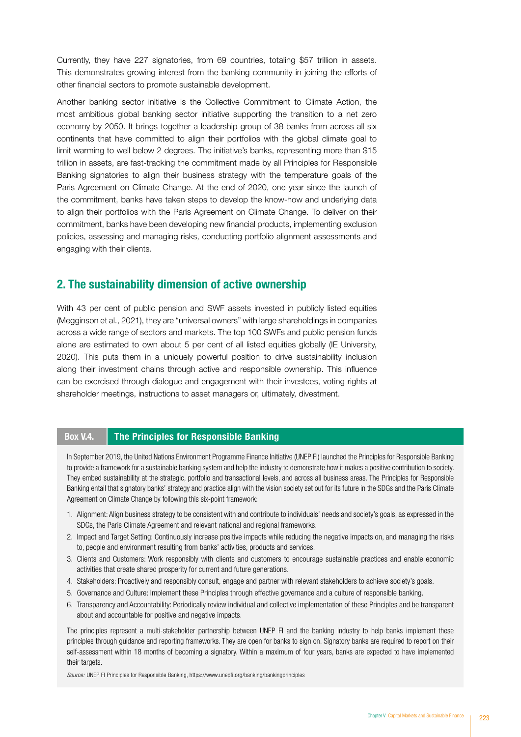Currently, they have 227 signatories, from 69 countries, totaling $57 trillion in assets. This demonstrates growing interest from the banking community in joining the efforts of other financial sectors to promote sustainable development.

Another banking sector initiative is the Collective Commitment to Climate Action, the most ambitious global banking sector initiative supporting the transition to a net zero economy by 2050. It brings together a leadership group of 38 banks from across all six continents that have committed to align their portfolios with the global climate goal to limit warming to well below 2 degrees. The initiative's banks, representing more than $15 trillion in assets, are fast-tracking the commitment made by all Principles for Responsible Banking signatories to align their business strategy with the temperature goals of the Paris Agreement on Climate Change. At the end of 2020, one year since the launch of the commitment, banks have taken steps to develop the know-how and underlying data to align their portfolios with the Paris Agreement on Climate Change. To deliver on their commitment, banks have been developing new financial products, implementing exclusion policies, assessing and managing risks, conducting portfolio alignment assessments and engaging with their clients.

## 2. The sustainability dimension of active ownership

With 43 per cent of public pension and SWF assets invested in publicly listed equities (Megginson et al., 2021), they are "universal owners" with large shareholdings in companies across a wide range of sectors and markets. The top 100 SWFs and public pension funds alone are estimated to own about 5 per cent of all listed equities globally (IE University, 2020). This puts them in a uniquely powerful position to drive sustainability inclusion along their investment chains through active and responsible ownership. This influence can be exercised through dialogue and engagement with their investees, voting rights at shareholder meetings, instructions to asset managers or, ultimately, divestment.

### Box V.4. The Principles for Responsible Banking

In September 2019, the United Nations Environment Programme Finance Initiative (UNEP FI) launched the Principles for Responsible Banking to provide a framework for a sustainable banking system and help the industry to demonstrate how it makes a positive contribution to society. They embed sustainability at the strategic, portfolio and transactional levels, and across all business areas. The Principles for Responsible Banking entail that signatory banks' strategy and practice align with the vision society set out for its future in the SDGs and the Paris Climate Agreement on Climate Change by following this six-point framework:

1. Alignment: Align business strategy to be consistent with and contribute to individuals' needs and society's goals, as expressed in the SDGs, the Paris Climate Agreement and relevant national and regional frameworks.
2. Impact and Target Setting: Continuously increase positive impacts while reducing the negative impacts on, and managing the risks to, people and environment resulting from banks' activities, products and services.
3. Clients and Customers: Work responsibly with clients and customers to encourage sustainable practices and enable economic activities that create shared prosperity for current and future generations.
4. Stakeholders: Proactively and responsibly consult, engage and partner with relevant stakeholders to achieve society's goals.
5. Governance and Culture: Implement these Principles through effective governance and a culture of responsible banking.
6. Transparency and Accountability: Periodically review individual and collective implementation of these Principles and be transparent about and accountable for positive and negative impacts.

The principles represent a multi-stakeholder partnership between UNEP FI and the banking industry to help banks implement these principles through guidance and reporting frameworks. They are open for banks to sign on. Signatory banks are required to report on their self-assessment within 18 months of becoming a signatory. Within a maximum of four years, banks are expected to have implemented their targets.

*Source:* UNEP FI Principles for Responsible Banking, https://www.unepfi.org/banking/bankingprinciples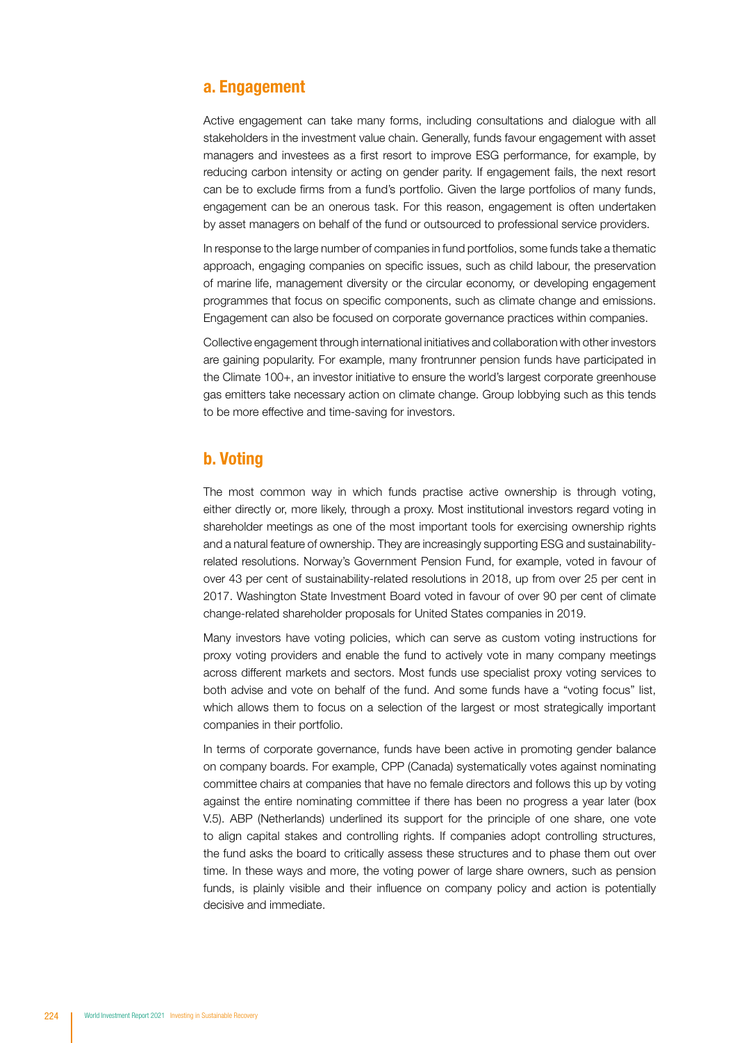## a. Engagement

Active engagement can take many forms, including consultations and dialogue with all stakeholders in the investment value chain. Generally, funds favour engagement with asset managers and investees as a first resort to improve ESG performance, for example, by reducing carbon intensity or acting on gender parity. If engagement fails, the next resort can be to exclude firms from a fund's portfolio. Given the large portfolios of many funds, engagement can be an onerous task. For this reason, engagement is often undertaken by asset managers on behalf of the fund or outsourced to professional service providers.

In response to the large number of companies in fund portfolios, some funds take a thematic approach, engaging companies on specific issues, such as child labour, the preservation of marine life, management diversity or the circular economy, or developing engagement programmes that focus on specific components, such as climate change and emissions. Engagement can also be focused on corporate governance practices within companies.

Collective engagement through international initiatives and collaboration with other investors are gaining popularity. For example, many frontrunner pension funds have participated in the Climate 100+, an investor initiative to ensure the world's largest corporate greenhouse gas emitters take necessary action on climate change. Group lobbying such as this tends to be more effective and time-saving for investors.

## b. Voting

The most common way in which funds practise active ownership is through voting, either directly or, more likely, through a proxy. Most institutional investors regard voting in shareholder meetings as one of the most important tools for exercising ownership rights and a natural feature of ownership. They are increasingly supporting ESG and sustainability-related resolutions. Norway's Government Pension Fund, for example, voted in favour of over 43 per cent of sustainability-related resolutions in 2018, up from over 25 per cent in 2017. Washington State Investment Board voted in favour of over 90 per cent of climate change-related shareholder proposals for United States companies in 2019.

Many investors have voting policies, which can serve as custom voting instructions for proxy voting providers and enable the fund to actively vote in many company meetings across different markets and sectors. Most funds use specialist proxy voting services to both advise and vote on behalf of the fund. And some funds have a "voting focus" list, which allows them to focus on a selection of the largest or most strategically important companies in their portfolio.

In terms of corporate governance, funds have been active in promoting gender balance on company boards. For example, CPP (Canada) systematically votes against nominating committee chairs at companies that have no female directors and follows this up by voting against the entire nominating committee if there has been no progress a year later (box V.5). ABP (Netherlands) underlined its support for the principle of one share, one vote to align capital stakes and controlling rights. If companies adopt controlling structures, the fund asks the board to critically assess these structures and to phase them out over time. In these ways and more, the voting power of large share owners, such as pension funds, is plainly visible and their influence on company policy and action is potentially decisive and immediate.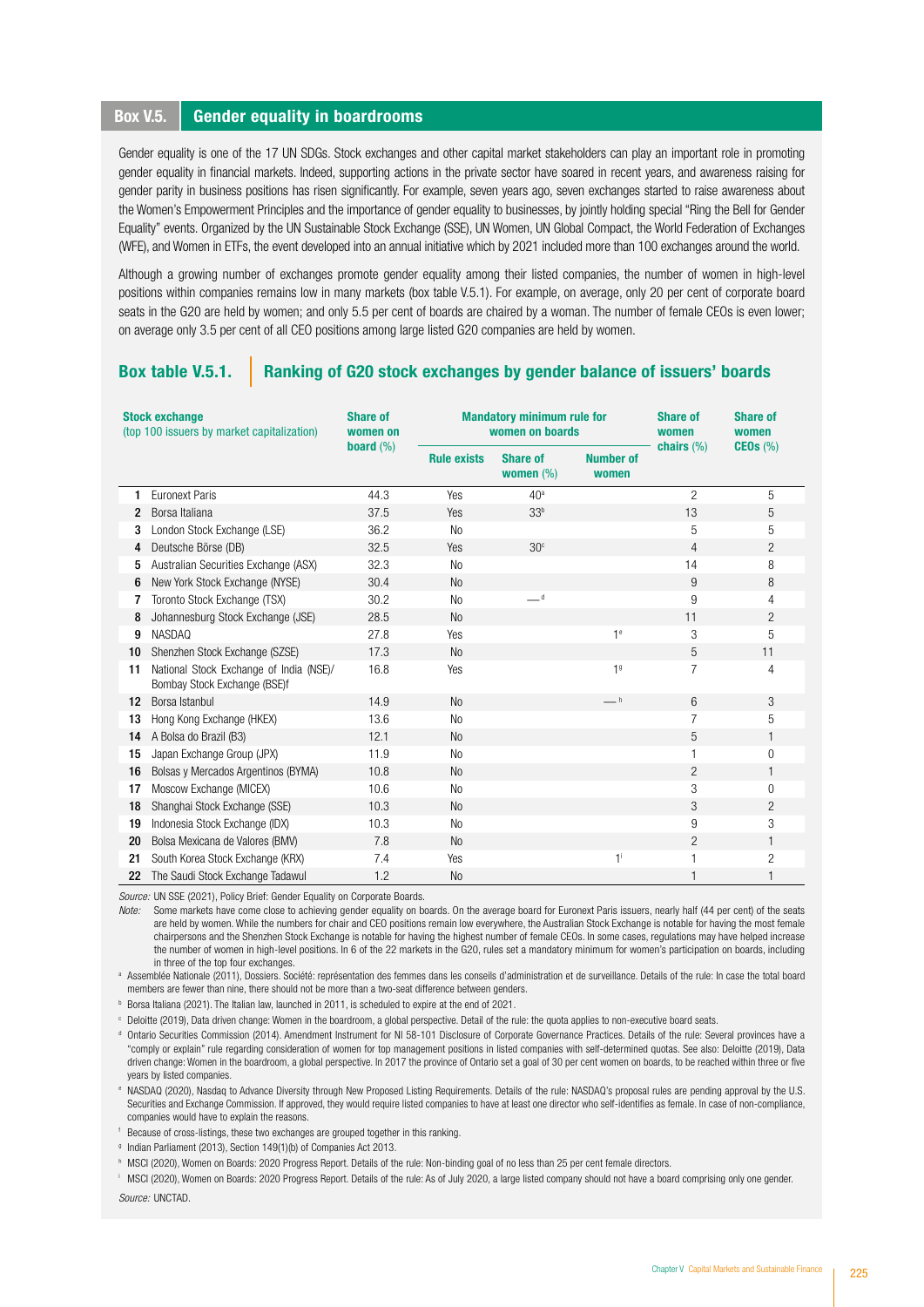## Box V.5. Gender equality in boardrooms

Gender equality is one of the 17 UN SDGs. Stock exchanges and other capital market stakeholders can play an important role in promoting gender equality in financial markets. Indeed, supporting actions in the private sector have soared in recent years, and awareness raising for gender parity in business positions has risen significantly. For example, seven years ago, seven exchanges started to raise awareness about the Women's Empowerment Principles and the importance of gender equality to businesses, by jointly holding special "Ring the Bell for Gender Equality" events. Organized by the UN Sustainable Stock Exchange (SSE), UN Women, UN Global Compact, the World Federation of Exchanges (WFE), and Women in ETFs, the event developed into an annual initiative which by 2021 included more than 100 exchanges around the world.

Although a growing number of exchanges promote gender equality among their listed companies, the number of women in high-level positions within companies remains low in many markets (box table V.5.1). For example, on average, only 20 per cent of corporate board seats in the G20 are held by women; and only 5.5 per cent of boards are chaired by a woman. The number of female CEOs is even lower; on average only 3.5 per cent of all CEO positions among large listed G20 companies are held by women.

### Box table V.5.1. Ranking of G20 stock exchanges by gender balance of issuers' boards

| | Stock exchange (top 100 issuers by market capitalization) | Share of women on board (%) | Mandatory minimum rule for women on boards | | | Share of women chairs (%) | Share of women CEOs (%) |
|---|---|---|---|---|---|---|---|
| | | | Rule exists | Share of women (%) | Number of women | | |
| 1 | Euronext Paris | 44.3 | Yes | 40[a] | | 2 | 5 |
| 2 | Borsa Italiana | 37.5 | Yes | 33[b] | | 13 | 5 |
| 3 | London Stock Exchange (LSE) | 36.2 | No | | | 5 | 5 |
| 4 | Deutsche Börse (DB) | 32.5 | Yes | 30[c] | | 4 | 2 |
| 5 | Australian Securities Exchange (ASX) | 32.3 | No | | | 14 | 8 |
| 6 | New York Stock Exchange (NYSE) | 30.4 | No | | | 9 | 8 |
| 7 | Toronto Stock Exchange (TSX) | 30.2 | No | —[d] | | 9 | 4 |
| 8 | Johannesburg Stock Exchange (JSE) | 28.5 | No | | | 11 | 2 |
| 9 | NASDAQ | 27.8 | Yes | | 1[e] | 3 | 5 |
| 10 | Shenzhen Stock Exchange (SZSE) | 17.3 | No | | | 5 | 11 |
| 11 | National Stock Exchange of India (NSE)/ Bombay Stock Exchange (BSE)f | 16.8 | Yes | | 1[g] | 7 | 4 |
| 12 | Borsa Istanbul | 14.9 | No | | —[h] | 6 | 3 |
| 13 | Hong Kong Exchange (HKEX) | 13.6 | No | | | 7 | 5 |
| 14 | A Bolsa do Brazil (B3) | 12.1 | No | | | 5 | 1 |
| 15 | Japan Exchange Group (JPX) | 11.9 | No | | | 1 | 0 |
| 16 | Bolsas y Mercados Argentinos (BYMA) | 10.8 | No | | | 2 | 1 |
| 17 | Moscow Exchange (MICEX) | 10.6 | No | | | 3 | 0 |
| 18 | Shanghai Stock Exchange (SSE) | 10.3 | No | | | 3 | 2 |
| 19 | Indonesia Stock Exchange (IDX) | 10.3 | No | | | 9 | 3 |
| 20 | Bolsa Mexicana de Valores (BMV) | 7.8 | No | | | 2 | 1 |
| 21 | South Korea Stock Exchange (KRX) | 7.4 | Yes | | 1[i] | 1 | 2 |
| 22 | The Saudi Stock Exchange Tadawul | 1.2 | No | | | 1 | 1 |

*Source:* UN SSE (2021), Policy Brief: Gender Equality on Corporate Boards.

*Note:* Some markets have come close to achieving gender equality on boards. On the average board for Euronext Paris issuers, nearly half (44 per cent) of the seats are held by women. While the numbers for chair and CEO positions remain low everywhere, the Australian Stock Exchange is notable for having the most female chairpersons and the Shenzhen Stock Exchange is notable for having the highest number of female CEOs. In some cases, regulations may have helped increase the number of women in high-level positions. In 6 of the 22 markets in the G20, rules set a mandatory minimum for women's participation on boards, including in three of the top four exchanges.

[a] Assemblée Nationale (2011), Dossiers. Société: représentation des femmes dans les conseils d'administration et de surveillance. Details of the rule: In case the total board members are fewer than nine, there should not be more than a two-seat difference between genders.

[b] Borsa Italiana (2021). The Italian law, launched in 2011, is scheduled to expire at the end of 2021.

[c] Deloitte (2019), Data driven change: Women in the boardroom, a global perspective. Detail of the rule: the quota applies to non-executive board seats.

[d] Ontario Securities Commission (2014). Amendment Instrument for NI 58-101 Disclosure of Corporate Governance Practices. Details of the rule: Several provinces have a "comply or explain" rule regarding consideration of women for top management positions in listed companies with self-determined quotas. See also: Deloitte (2019), Data driven change: Women in the boardroom, a global perspective. In 2017 the province of Ontario set a goal of 30 per cent women on boards, to be reached within three or five years by listed companies.

[e] NASDAQ (2020), Nasdaq to Advance Diversity through New Proposed Listing Requirements. Details of the rule: NASDAQ's proposal rules are pending approval by the U.S. Securities and Exchange Commission. If approved, they would require listed companies to have at least one director who self-identifies as female. In case of non-compliance, companies would have to explain the reasons.

[f] Because of cross-listings, these two exchanges are grouped together in this ranking.

[g] Indian Parliament (2013), Section 149(1)(b) of Companies Act 2013.

[h] MSCI (2020), Women on Boards: 2020 Progress Report. Details of the rule: Non-binding goal of no less than 25 per cent female directors.

[i] MSCI (2020), Women on Boards: 2020 Progress Report. Details of the rule: As of July 2020, a large listed company should not have a board comprising only one gender.

*Source:* UNCTAD.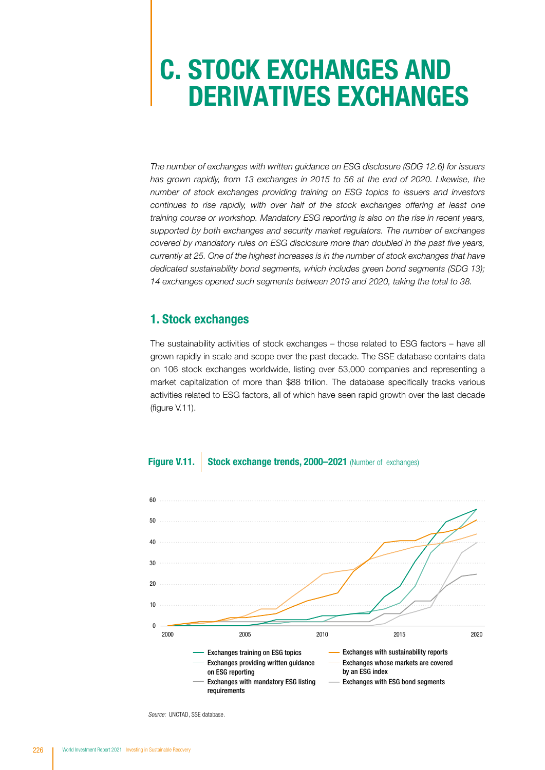# C. STOCK EXCHANGES AND DERIVATIVES EXCHANGES

*The number of exchanges with written guidance on ESG disclosure (SDG 12.6) for issuers has grown rapidly, from 13 exchanges in 2015 to 56 at the end of 2020. Likewise, the number of stock exchanges providing training on ESG topics to issuers and investors continues to rise rapidly, with over half of the stock exchanges offering at least one training course or workshop. Mandatory ESG reporting is also on the rise in recent years, supported by both exchanges and security market regulators. The number of exchanges covered by mandatory rules on ESG disclosure more than doubled in the past five years, currently at 25. One of the highest increases is in the number of stock exchanges that have dedicated sustainability bond segments, which includes green bond segments (SDG 13); 14 exchanges opened such segments between 2019 and 2020, taking the total to 38.*

## 1. Stock exchanges

The sustainability activities of stock exchanges – those related to ESG factors – have all grown rapidly in scale and scope over the past decade. The SSE database contains data on 106 stock exchanges worldwide, listing over 53,000 companies and representing a market capitalization of more than $88 trillion. The database specifically tracks various activities related to ESG factors, all of which have seen rapid growth over the last decade (figure V.11).

**Figure V.11. Stock exchange trends, 2000–2021** (Number of exchanges)

- Exchanges training on ESG topics
- Exchanges providing written guidance on ESG reporting
- Exchanges with mandatory ESG listing requirements
- Exchanges with sustainability reports
- Exchanges whose markets are covered by an ESG index
- Exchanges with ESG bond segments

*Source:* UNCTAD, SSE database.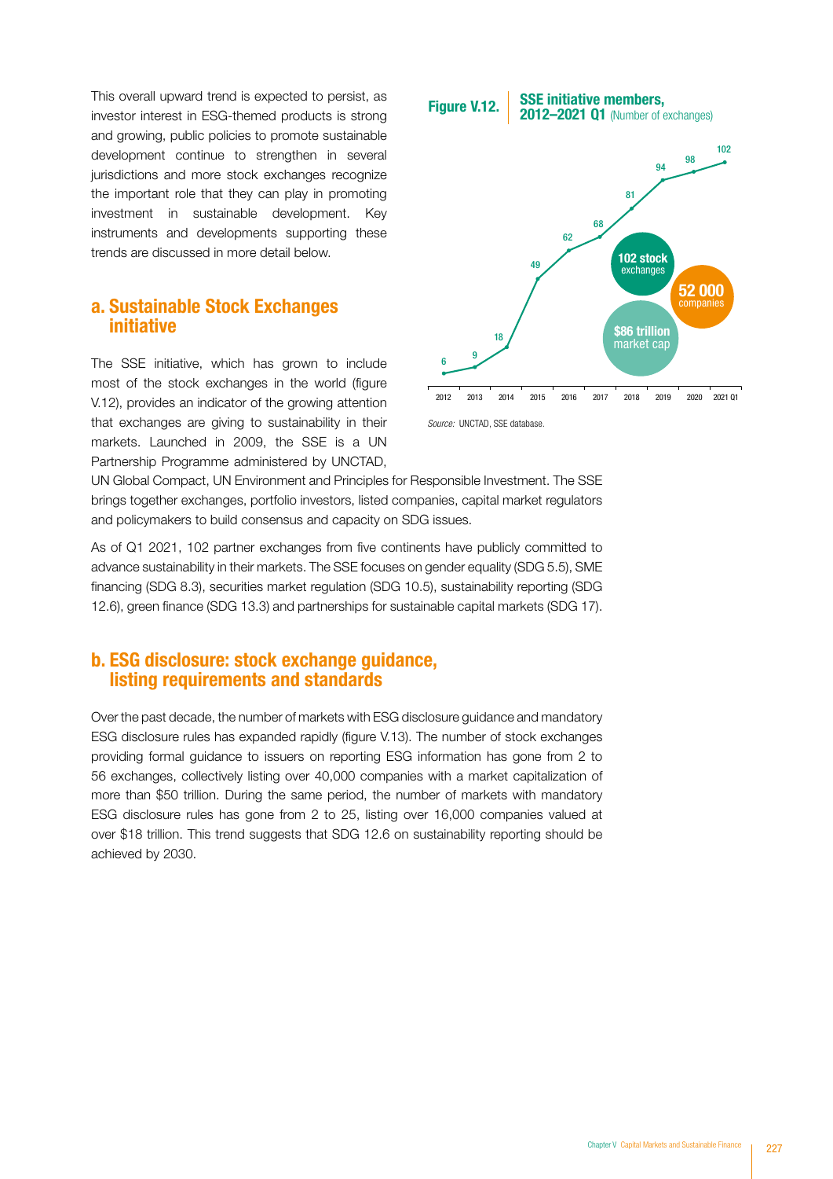This overall upward trend is expected to persist, as investor interest in ESG-themed products is strong and growing, public policies to promote sustainable development continue to strengthen in several jurisdictions and more stock exchanges recognize the important role that they can play in promoting investment in sustainable development. Key instruments and developments supporting these trends are discussed in more detail below.

## a. Sustainable Stock Exchanges initiative

The SSE initiative, which has grown to include most of the stock exchanges in the world (figure V.12), provides an indicator of the growing attention that exchanges are giving to sustainability in their markets. Launched in 2009, the SSE is a UN Partnership Programme administered by UNCTAD, UN Global Compact, UN Environment and Principles for Responsible Investment. The SSE brings together exchanges, portfolio investors, listed companies, capital market regulators and policymakers to build consensus and capacity on SDG issues.

**Figure V.12. SSE initiative members, 2012–2021 Q1** (Number of exchanges)

| 2012 | 2013 | 2014 | 2015 | 2016 | 2017 | 2018 | 2019 | 2020 | 2021 Q1 |
|---|---|---|---|---|---|---|---|---|---|
| 6 | 9 | 18 | 49 | 62 | 68 | 81 | 94 | 98 | 102 |

102 stock exchanges; 52 000 companies; $86 trillion market cap

*Source:* UNCTAD, SSE database.

As of Q1 2021, 102 partner exchanges from five continents have publicly committed to advance sustainability in their markets. The SSE focuses on gender equality (SDG 5.5), SME financing (SDG 8.3), securities market regulation (SDG 10.5), sustainability reporting (SDG 12.6), green finance (SDG 13.3) and partnerships for sustainable capital markets (SDG 17).

## b. ESG disclosure: stock exchange guidance, listing requirements and standards

Over the past decade, the number of markets with ESG disclosure guidance and mandatory ESG disclosure rules has expanded rapidly (figure V.13). The number of stock exchanges providing formal guidance to issuers on reporting ESG information has gone from 2 to 56 exchanges, collectively listing over 40,000 companies with a market capitalization of more than $50 trillion. During the same period, the number of markets with mandatory ESG disclosure rules has gone from 2 to 25, listing over 16,000 companies valued at over $18 trillion. This trend suggests that SDG 12.6 on sustainability reporting should be achieved by 2030.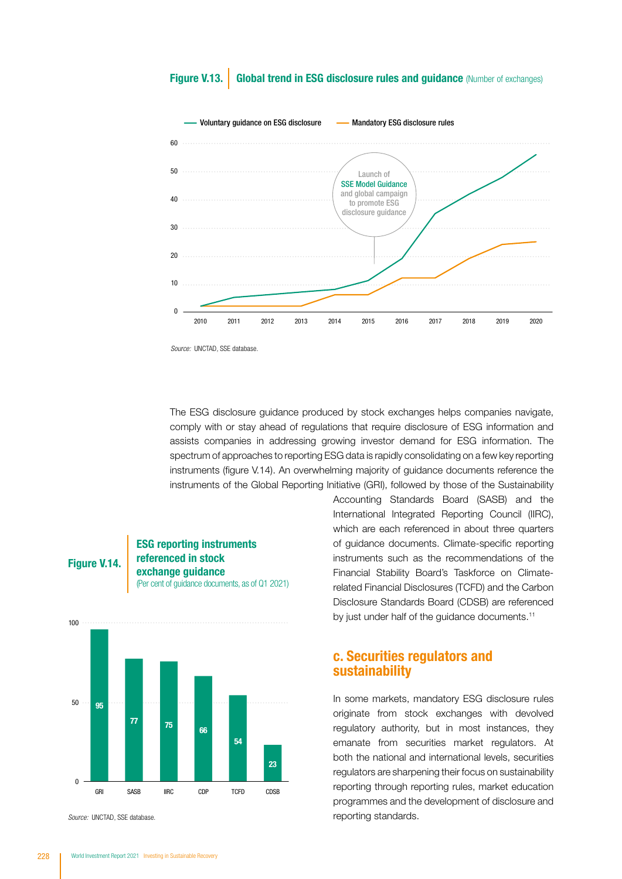**Figure V.13.** **Global trend in ESG disclosure rules and guidance** (Number of exchanges)

Voluntary guidance on ESG disclosure — Mandatory ESG disclosure rules

Launch of SSE Model Guidance and global campaign to promote ESG disclosure guidance

*Source:* UNCTAD, SSE database.

The ESG disclosure guidance produced by stock exchanges helps companies navigate, comply with or stay ahead of regulations that require disclosure of ESG information and assists companies in addressing growing investor demand for ESG information. The spectrum of approaches to reporting ESG data is rapidly consolidating on a few key reporting instruments (figure V.14). An overwhelming majority of guidance documents reference the instruments of the Global Reporting Initiative (GRI), followed by those of the Sustainability Accounting Standards Board (SASB) and the International Integrated Reporting Council (IIRC), which are each referenced in about three quarters of guidance documents. Climate-specific reporting instruments such as the recommendations of the Financial Stability Board's Taskforce on Climate-related Financial Disclosures (TCFD) and the Carbon Disclosure Standards Board (CDSB) are referenced by just under half of the guidance documents.[11]

**Figure V.14.** **ESG reporting instruments referenced in stock exchange guidance** (Per cent of guidance documents, as of Q1 2021)

| Instrument | Per cent |
|---|---|
| GRI | 95 |
| SASB | 77 |
| IIRC | 75 |
| CDP | 66 |
| TCFD | 54 |
| CDSB | 23 |

*Source:* UNCTAD, SSE database.

## c. Securities regulators and sustainability

In some markets, mandatory ESG disclosure rules originate from stock exchanges with devolved regulatory authority, but in most instances, they emanate from securities market regulators. At both the national and international levels, securities regulators are sharpening their focus on sustainability reporting through reporting rules, market education programmes and the development of disclosure and reporting standards.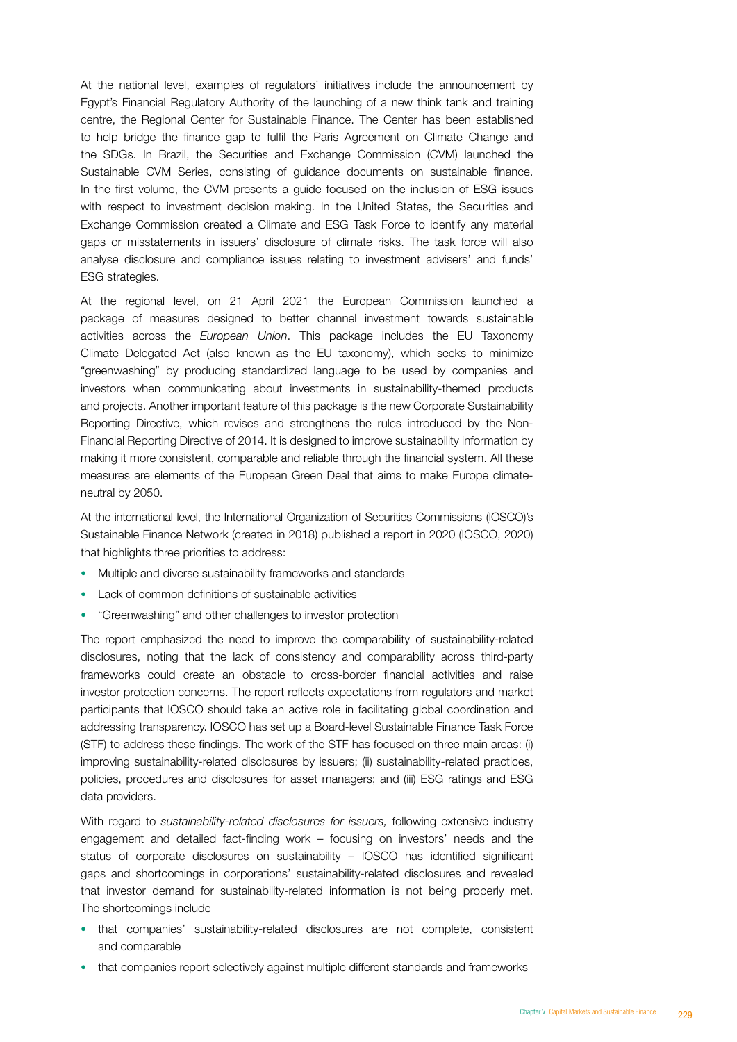At the national level, examples of regulators' initiatives include the announcement by Egypt's Financial Regulatory Authority of the launching of a new think tank and training centre, the Regional Center for Sustainable Finance. The Center has been established to help bridge the finance gap to fulfil the Paris Agreement on Climate Change and the SDGs. In Brazil, the Securities and Exchange Commission (CVM) launched the Sustainable CVM Series, consisting of guidance documents on sustainable finance. In the first volume, the CVM presents a guide focused on the inclusion of ESG issues with respect to investment decision making. In the United States, the Securities and Exchange Commission created a Climate and ESG Task Force to identify any material gaps or misstatements in issuers' disclosure of climate risks. The task force will also analyse disclosure and compliance issues relating to investment advisers' and funds' ESG strategies.

At the regional level, on 21 April 2021 the European Commission launched a package of measures designed to better channel investment towards sustainable activities across the *European Union*. This package includes the EU Taxonomy Climate Delegated Act (also known as the EU taxonomy), which seeks to minimize "greenwashing" by producing standardized language to be used by companies and investors when communicating about investments in sustainability-themed products and projects. Another important feature of this package is the new Corporate Sustainability Reporting Directive, which revises and strengthens the rules introduced by the Non-Financial Reporting Directive of 2014. It is designed to improve sustainability information by making it more consistent, comparable and reliable through the financial system. All these measures are elements of the European Green Deal that aims to make Europe climate-neutral by 2050.

At the international level, the International Organization of Securities Commissions (IOSCO)'s Sustainable Finance Network (created in 2018) published a report in 2020 (IOSCO, 2020) that highlights three priorities to address:

- Multiple and diverse sustainability frameworks and standards
- Lack of common definitions of sustainable activities
- "Greenwashing" and other challenges to investor protection

The report emphasized the need to improve the comparability of sustainability-related disclosures, noting that the lack of consistency and comparability across third-party frameworks could create an obstacle to cross-border financial activities and raise investor protection concerns. The report reflects expectations from regulators and market participants that IOSCO should take an active role in facilitating global coordination and addressing transparency. IOSCO has set up a Board-level Sustainable Finance Task Force (STF) to address these findings. The work of the STF has focused on three main areas: (i) improving sustainability-related disclosures by issuers; (ii) sustainability-related practices, policies, procedures and disclosures for asset managers; and (iii) ESG ratings and ESG data providers.

With regard to *sustainability-related disclosures for issuers,* following extensive industry engagement and detailed fact-finding work – focusing on investors' needs and the status of corporate disclosures on sustainability – IOSCO has identified significant gaps and shortcomings in corporations' sustainability-related disclosures and revealed that investor demand for sustainability-related information is not being properly met. The shortcomings include

- that companies' sustainability-related disclosures are not complete, consistent and comparable
- that companies report selectively against multiple different standards and frameworks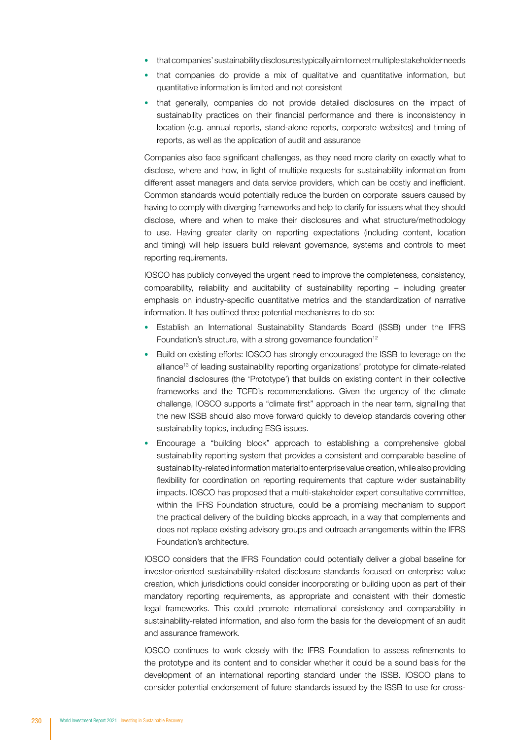- that companies' sustainability disclosures typically aim to meet multiple stakeholder needs
- that companies do provide a mix of qualitative and quantitative information, but quantitative information is limited and not consistent
- that generally, companies do not provide detailed disclosures on the impact of sustainability practices on their financial performance and there is inconsistency in location (e.g. annual reports, stand-alone reports, corporate websites) and timing of reports, as well as the application of audit and assurance

Companies also face significant challenges, as they need more clarity on exactly what to disclose, where and how, in light of multiple requests for sustainability information from different asset managers and data service providers, which can be costly and inefficient. Common standards would potentially reduce the burden on corporate issuers caused by having to comply with diverging frameworks and help to clarify for issuers what they should disclose, where and when to make their disclosures and what structure/methodology to use. Having greater clarity on reporting expectations (including content, location and timing) will help issuers build relevant governance, systems and controls to meet reporting requirements.

IOSCO has publicly conveyed the urgent need to improve the completeness, consistency, comparability, reliability and auditability of sustainability reporting – including greater emphasis on industry-specific quantitative metrics and the standardization of narrative information. It has outlined three potential mechanisms to do so:

- Establish an International Sustainability Standards Board (ISSB) under the IFRS Foundation's structure, with a strong governance foundation[12]
- Build on existing efforts: IOSCO has strongly encouraged the ISSB to leverage on the alliance[13] of leading sustainability reporting organizations' prototype for climate-related financial disclosures (the 'Prototype') that builds on existing content in their collective frameworks and the TCFD's recommendations. Given the urgency of the climate challenge, IOSCO supports a "climate first" approach in the near term, signalling that the new ISSB should also move forward quickly to develop standards covering other sustainability topics, including ESG issues.
- Encourage a "building block" approach to establishing a comprehensive global sustainability reporting system that provides a consistent and comparable baseline of sustainability-related information material to enterprise value creation, while also providing flexibility for coordination on reporting requirements that capture wider sustainability impacts. IOSCO has proposed that a multi-stakeholder expert consultative committee, within the IFRS Foundation structure, could be a promising mechanism to support the practical delivery of the building blocks approach, in a way that complements and does not replace existing advisory groups and outreach arrangements within the IFRS Foundation's architecture.

IOSCO considers that the IFRS Foundation could potentially deliver a global baseline for investor-oriented sustainability-related disclosure standards focused on enterprise value creation, which jurisdictions could consider incorporating or building upon as part of their mandatory reporting requirements, as appropriate and consistent with their domestic legal frameworks. This could promote international consistency and comparability in sustainability-related information, and also form the basis for the development of an audit and assurance framework.

IOSCO continues to work closely with the IFRS Foundation to assess refinements to the prototype and its content and to consider whether it could be a sound basis for the development of an international reporting standard under the ISSB. IOSCO plans to consider potential endorsement of future standards issued by the ISSB to use for cross-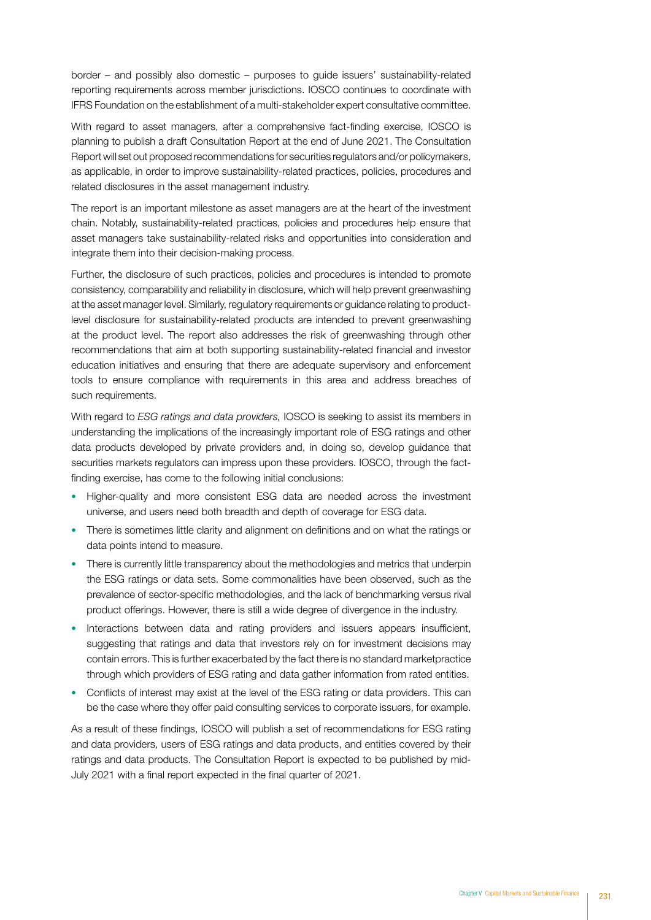border – and possibly also domestic – purposes to guide issuers' sustainability-related reporting requirements across member jurisdictions. IOSCO continues to coordinate with IFRS Foundation on the establishment of a multi-stakeholder expert consultative committee.

With regard to asset managers, after a comprehensive fact-finding exercise, IOSCO is planning to publish a draft Consultation Report at the end of June 2021. The Consultation Report will set out proposed recommendations for securities regulators and/or policymakers, as applicable, in order to improve sustainability-related practices, policies, procedures and related disclosures in the asset management industry.

The report is an important milestone as asset managers are at the heart of the investment chain. Notably, sustainability-related practices, policies and procedures help ensure that asset managers take sustainability-related risks and opportunities into consideration and integrate them into their decision-making process.

Further, the disclosure of such practices, policies and procedures is intended to promote consistency, comparability and reliability in disclosure, which will help prevent greenwashing at the asset manager level. Similarly, regulatory requirements or guidance relating to product-level disclosure for sustainability-related products are intended to prevent greenwashing at the product level. The report also addresses the risk of greenwashing through other recommendations that aim at both supporting sustainability-related financial and investor education initiatives and ensuring that there are adequate supervisory and enforcement tools to ensure compliance with requirements in this area and address breaches of such requirements.

With regard to *ESG ratings and data providers,* IOSCO is seeking to assist its members in understanding the implications of the increasingly important role of ESG ratings and other data products developed by private providers and, in doing so, develop guidance that securities markets regulators can impress upon these providers. IOSCO, through the fact-finding exercise, has come to the following initial conclusions:

- Higher-quality and more consistent ESG data are needed across the investment universe, and users need both breadth and depth of coverage for ESG data.
- There is sometimes little clarity and alignment on definitions and on what the ratings or data points intend to measure.
- There is currently little transparency about the methodologies and metrics that underpin the ESG ratings or data sets. Some commonalities have been observed, such as the prevalence of sector-specific methodologies, and the lack of benchmarking versus rival product offerings. However, there is still a wide degree of divergence in the industry.
- Interactions between data and rating providers and issuers appears insufficient, suggesting that ratings and data that investors rely on for investment decisions may contain errors. This is further exacerbated by the fact there is no standard marketpractice through which providers of ESG rating and data gather information from rated entities.
- Conflicts of interest may exist at the level of the ESG rating or data providers. This can be the case where they offer paid consulting services to corporate issuers, for example.

As a result of these findings, IOSCO will publish a set of recommendations for ESG rating and data providers, users of ESG ratings and data products, and entities covered by their ratings and data products. The Consultation Report is expected to be published by mid-July 2021 with a final report expected in the final quarter of 2021.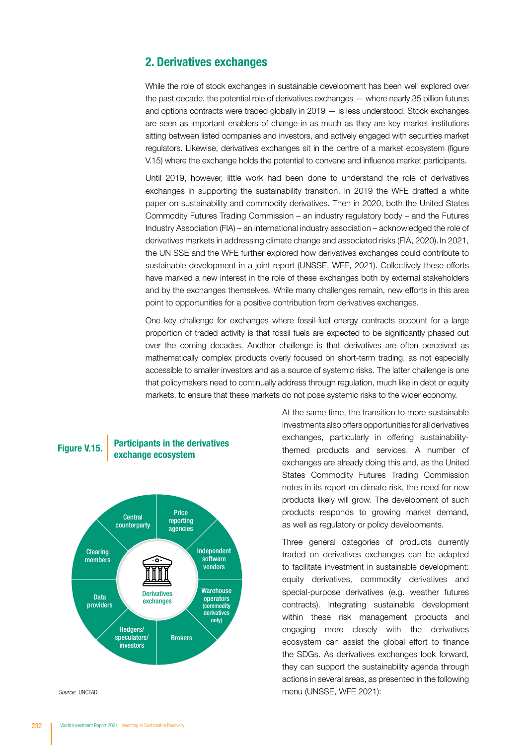## 2. Derivatives exchanges

While the role of stock exchanges in sustainable development has been well explored over the past decade, the potential role of derivatives exchanges — where nearly 35 billion futures and options contracts were traded globally in 2019 — is less understood. Stock exchanges are seen as important enablers of change in as much as they are key market institutions sitting between listed companies and investors, and actively engaged with securities market regulators. Likewise, derivatives exchanges sit in the centre of a market ecosystem (figure V.15) where the exchange holds the potential to convene and influence market participants.

Until 2019, however, little work had been done to understand the role of derivatives exchanges in supporting the sustainability transition. In 2019 the WFE drafted a white paper on sustainability and commodity derivatives. Then in 2020, both the United States Commodity Futures Trading Commission – an industry regulatory body – and the Futures Industry Association (FIA) – an international industry association – acknowledged the role of derivatives markets in addressing climate change and associated risks (FIA, 2020). In 2021, the UN SSE and the WFE further explored how derivatives exchanges could contribute to sustainable development in a joint report (UNSSE, WFE, 2021). Collectively these efforts have marked a new interest in the role of these exchanges both by external stakeholders and by the exchanges themselves. While many challenges remain, new efforts in this area point to opportunities for a positive contribution from derivatives exchanges.

One key challenge for exchanges where fossil-fuel energy contracts account for a large proportion of traded activity is that fossil fuels are expected to be significantly phased out over the coming decades. Another challenge is that derivatives are often perceived as mathematically complex products overly focused on short-term trading, as not especially accessible to smaller investors and as a source of systemic risks. The latter challenge is one that policymakers need to continually address through regulation, much like in debt or equity markets, to ensure that these markets do not pose systemic risks to the wider economy.

**Figure V.15. Participants in the derivatives exchange ecosystem**

Derivatives exchanges (centre), surrounded by: Central counterparty; Price reporting agencies; Independent software vendors; Warehouse operators (commodity derivatives only); Brokers; Hedgers/speculators/investors; Data providers; Clearing members

*Source:* UNCTAD.

At the same time, the transition to more sustainable investments also offers opportunities for all derivatives exchanges, particularly in offering sustainability-themed products and services. A number of exchanges are already doing this and, as the United States Commodity Futures Trading Commission notes in its report on climate risk, the need for new products likely will grow. The development of such products responds to growing market demand, as well as regulatory or policy developments.

Three general categories of products currently traded on derivatives exchanges can be adapted to facilitate investment in sustainable development: equity derivatives, commodity derivatives and special-purpose derivatives (e.g. weather futures contracts). Integrating sustainable development within these risk management products and engaging more closely with the derivatives ecosystem can assist the global effort to finance the SDGs. As derivatives exchanges look forward, they can support the sustainability agenda through actions in several areas, as presented in the following menu (UNSSE, WFE 2021):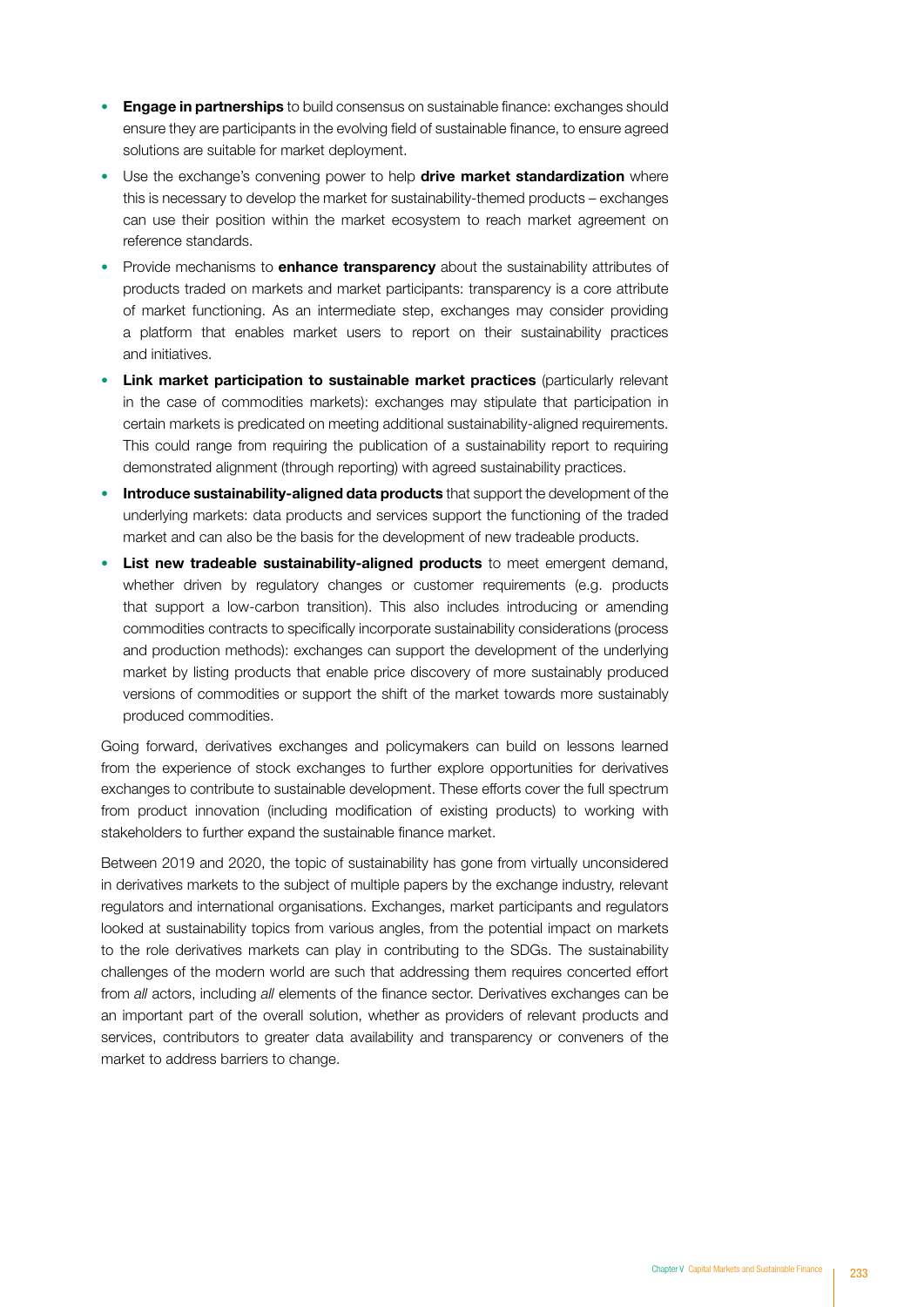- **Engage in partnerships** to build consensus on sustainable finance: exchanges should ensure they are participants in the evolving field of sustainable finance, to ensure agreed solutions are suitable for market deployment.
- Use the exchange's convening power to help **drive market standardization** where this is necessary to develop the market for sustainability-themed products – exchanges can use their position within the market ecosystem to reach market agreement on reference standards.
- Provide mechanisms to **enhance transparency** about the sustainability attributes of products traded on markets and market participants: transparency is a core attribute of market functioning. As an intermediate step, exchanges may consider providing a platform that enables market users to report on their sustainability practices and initiatives.
- **Link market participation to sustainable market practices** (particularly relevant in the case of commodities markets): exchanges may stipulate that participation in certain markets is predicated on meeting additional sustainability-aligned requirements. This could range from requiring the publication of a sustainability report to requiring demonstrated alignment (through reporting) with agreed sustainability practices.
- **Introduce sustainability-aligned data products** that support the development of the underlying markets: data products and services support the functioning of the traded market and can also be the basis for the development of new tradeable products.
- **List new tradeable sustainability-aligned products** to meet emergent demand, whether driven by regulatory changes or customer requirements (e.g. products that support a low-carbon transition). This also includes introducing or amending commodities contracts to specifically incorporate sustainability considerations (process and production methods): exchanges can support the development of the underlying market by listing products that enable price discovery of more sustainably produced versions of commodities or support the shift of the market towards more sustainably produced commodities.

Going forward, derivatives exchanges and policymakers can build on lessons learned from the experience of stock exchanges to further explore opportunities for derivatives exchanges to contribute to sustainable development. These efforts cover the full spectrum from product innovation (including modification of existing products) to working with stakeholders to further expand the sustainable finance market.

Between 2019 and 2020, the topic of sustainability has gone from virtually unconsidered in derivatives markets to the subject of multiple papers by the exchange industry, relevant regulators and international organisations. Exchanges, market participants and regulators looked at sustainability topics from various angles, from the potential impact on markets to the role derivatives markets can play in contributing to the SDGs. The sustainability challenges of the modern world are such that addressing them requires concerted effort from *all* actors, including *all* elements of the finance sector. Derivatives exchanges can be an important part of the overall solution, whether as providers of relevant products and services, contributors to greater data availability and transparency or conveners of the market to address barriers to change.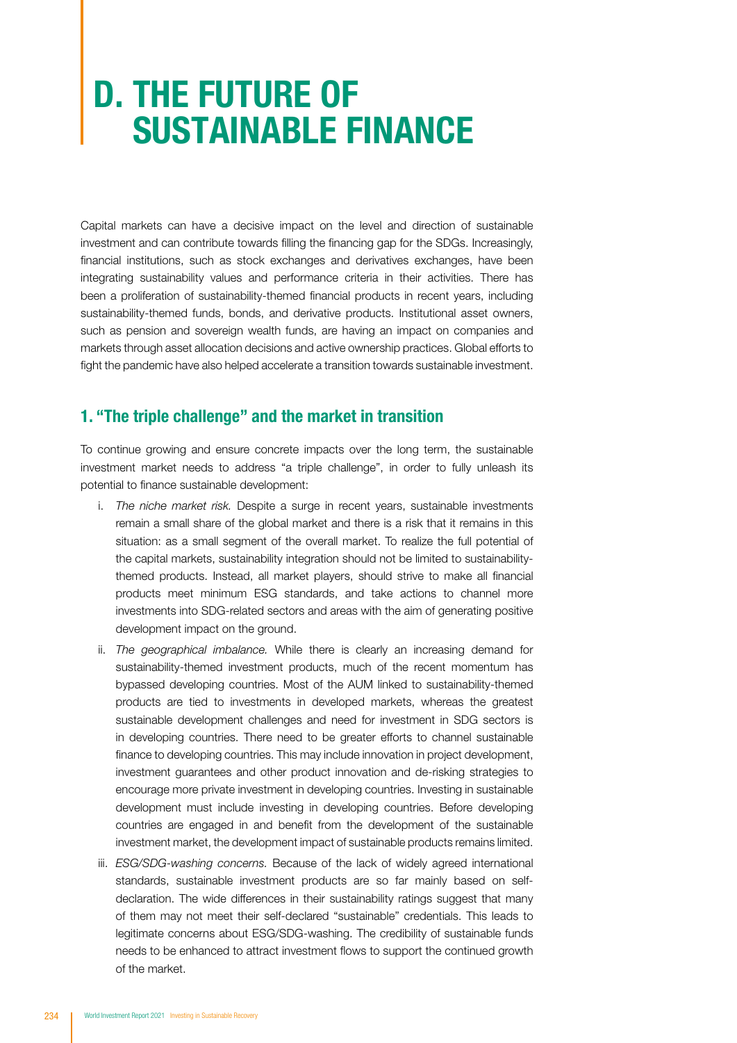# D. THE FUTURE OF SUSTAINABLE FINANCE

Capital markets can have a decisive impact on the level and direction of sustainable investment and can contribute towards filling the financing gap for the SDGs. Increasingly, financial institutions, such as stock exchanges and derivatives exchanges, have been integrating sustainability values and performance criteria in their activities. There has been a proliferation of sustainability-themed financial products in recent years, including sustainability-themed funds, bonds, and derivative products. Institutional asset owners, such as pension and sovereign wealth funds, are having an impact on companies and markets through asset allocation decisions and active ownership practices. Global efforts to fight the pandemic have also helped accelerate a transition towards sustainable investment.

## 1. "The triple challenge" and the market in transition

To continue growing and ensure concrete impacts over the long term, the sustainable investment market needs to address "a triple challenge", in order to fully unleash its potential to finance sustainable development:

i. *The niche market risk.* Despite a surge in recent years, sustainable investments remain a small share of the global market and there is a risk that it remains in this situation: as a small segment of the overall market. To realize the full potential of the capital markets, sustainability integration should not be limited to sustainability-themed products. Instead, all market players, should strive to make all financial products meet minimum ESG standards, and take actions to channel more investments into SDG-related sectors and areas with the aim of generating positive development impact on the ground.

ii. *The geographical imbalance.* While there is clearly an increasing demand for sustainability-themed investment products, much of the recent momentum has bypassed developing countries. Most of the AUM linked to sustainability-themed products are tied to investments in developed markets, whereas the greatest sustainable development challenges and need for investment in SDG sectors is in developing countries. There need to be greater efforts to channel sustainable finance to developing countries. This may include innovation in project development, investment guarantees and other product innovation and de-risking strategies to encourage more private investment in developing countries. Investing in sustainable development must include investing in developing countries. Before developing countries are engaged in and benefit from the development of the sustainable investment market, the development impact of sustainable products remains limited.

iii. *ESG/SDG-washing concerns.* Because of the lack of widely agreed international standards, sustainable investment products are so far mainly based on self-declaration. The wide differences in their sustainability ratings suggest that many of them may not meet their self-declared "sustainable" credentials. This leads to legitimate concerns about ESG/SDG-washing. The credibility of sustainable funds needs to be enhanced to attract investment flows to support the continued growth of the market.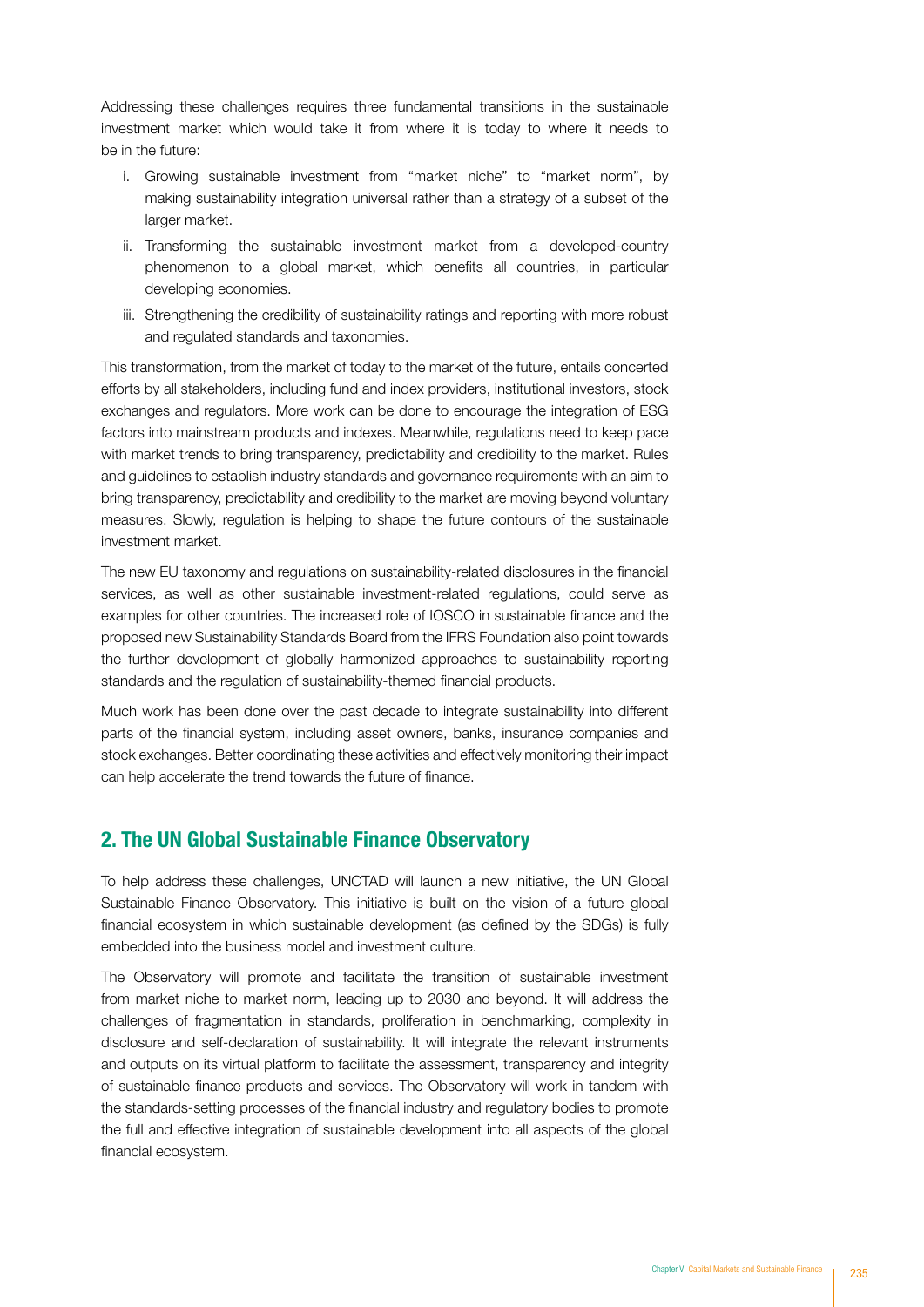Addressing these challenges requires three fundamental transitions in the sustainable investment market which would take it from where it is today to where it needs to be in the future:

i. Growing sustainable investment from "market niche" to "market norm", by making sustainability integration universal rather than a strategy of a subset of the larger market.

ii. Transforming the sustainable investment market from a developed-country phenomenon to a global market, which benefits all countries, in particular developing economies.

iii. Strengthening the credibility of sustainability ratings and reporting with more robust and regulated standards and taxonomies.

This transformation, from the market of today to the market of the future, entails concerted efforts by all stakeholders, including fund and index providers, institutional investors, stock exchanges and regulators. More work can be done to encourage the integration of ESG factors into mainstream products and indexes. Meanwhile, regulations need to keep pace with market trends to bring transparency, predictability and credibility to the market. Rules and guidelines to establish industry standards and governance requirements with an aim to bring transparency, predictability and credibility to the market are moving beyond voluntary measures. Slowly, regulation is helping to shape the future contours of the sustainable investment market.

The new EU taxonomy and regulations on sustainability-related disclosures in the financial services, as well as other sustainable investment-related regulations, could serve as examples for other countries. The increased role of IOSCO in sustainable finance and the proposed new Sustainability Standards Board from the IFRS Foundation also point towards the further development of globally harmonized approaches to sustainability reporting standards and the regulation of sustainability-themed financial products.

Much work has been done over the past decade to integrate sustainability into different parts of the financial system, including asset owners, banks, insurance companies and stock exchanges. Better coordinating these activities and effectively monitoring their impact can help accelerate the trend towards the future of finance.

## 2. The UN Global Sustainable Finance Observatory

To help address these challenges, UNCTAD will launch a new initiative, the UN Global Sustainable Finance Observatory. This initiative is built on the vision of a future global financial ecosystem in which sustainable development (as defined by the SDGs) is fully embedded into the business model and investment culture.

The Observatory will promote and facilitate the transition of sustainable investment from market niche to market norm, leading up to 2030 and beyond. It will address the challenges of fragmentation in standards, proliferation in benchmarking, complexity in disclosure and self-declaration of sustainability. It will integrate the relevant instruments and outputs on its virtual platform to facilitate the assessment, transparency and integrity of sustainable finance products and services. The Observatory will work in tandem with the standards-setting processes of the financial industry and regulatory bodies to promote the full and effective integration of sustainable development into all aspects of the global financial ecosystem.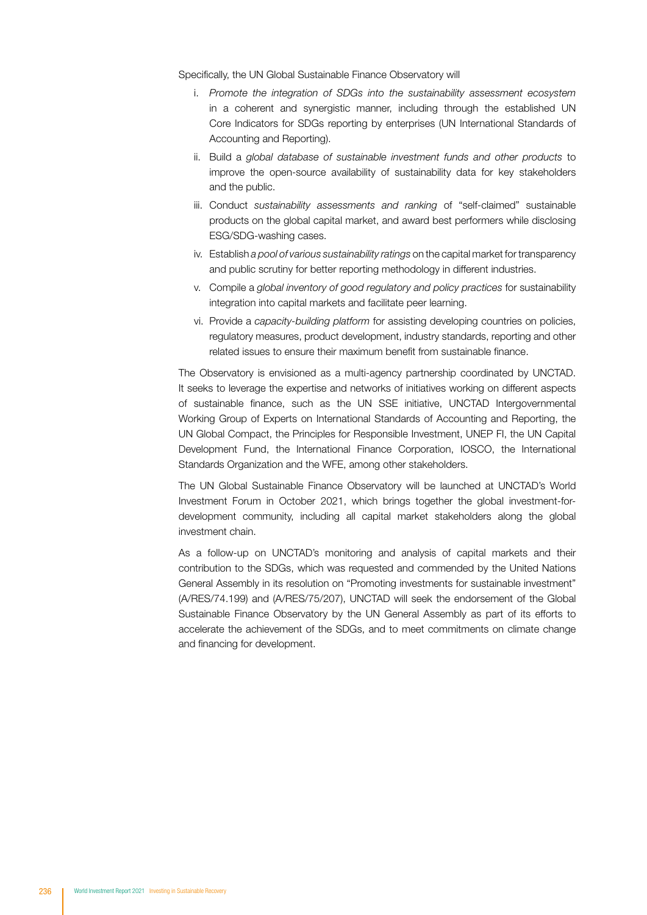Specifically, the UN Global Sustainable Finance Observatory will

i. *Promote the integration of SDGs into the sustainability assessment ecosystem* in a coherent and synergistic manner, including through the established UN Core Indicators for SDGs reporting by enterprises (UN International Standards of Accounting and Reporting).

ii. Build a *global database of sustainable investment funds and other products* to improve the open-source availability of sustainability data for key stakeholders and the public.

iii. Conduct *sustainability assessments and ranking* of "self-claimed" sustainable products on the global capital market, and award best performers while disclosing ESG/SDG-washing cases.

iv. Establish *a pool of various sustainability ratings* on the capital market for transparency and public scrutiny for better reporting methodology in different industries.

v. Compile a *global inventory of good regulatory and policy practices* for sustainability integration into capital markets and facilitate peer learning.

vi. Provide a *capacity-building platform* for assisting developing countries on policies, regulatory measures, product development, industry standards, reporting and other related issues to ensure their maximum benefit from sustainable finance.

The Observatory is envisioned as a multi-agency partnership coordinated by UNCTAD. It seeks to leverage the expertise and networks of initiatives working on different aspects of sustainable finance, such as the UN SSE initiative, UNCTAD Intergovernmental Working Group of Experts on International Standards of Accounting and Reporting, the UN Global Compact, the Principles for Responsible Investment, UNEP FI, the UN Capital Development Fund, the International Finance Corporation, IOSCO, the International Standards Organization and the WFE, among other stakeholders.

The UN Global Sustainable Finance Observatory will be launched at UNCTAD's World Investment Forum in October 2021, which brings together the global investment-for-development community, including all capital market stakeholders along the global investment chain.

As a follow-up on UNCTAD's monitoring and analysis of capital markets and their contribution to the SDGs, which was requested and commended by the United Nations General Assembly in its resolution on "Promoting investments for sustainable investment" (A/RES/74.199) and (A/RES/75/207), UNCTAD will seek the endorsement of the Global Sustainable Finance Observatory by the UN General Assembly as part of its efforts to accelerate the achievement of the SDGs, and to meet commitments on climate change and financing for development.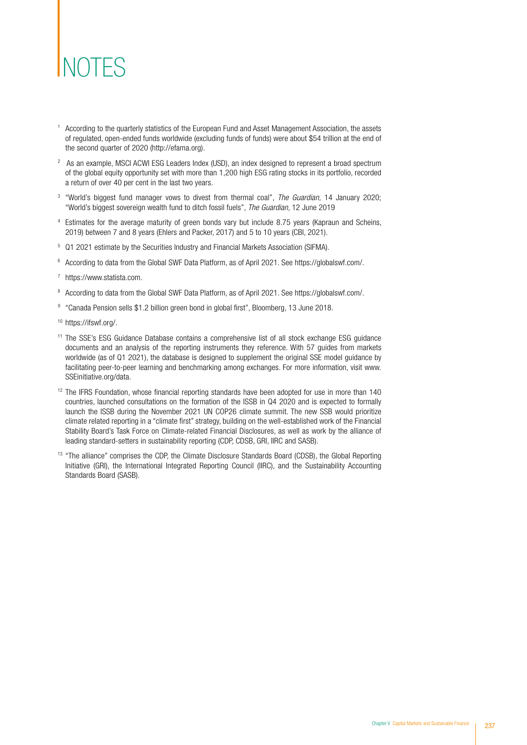# NOTES

[1] According to the quarterly statistics of the European Fund and Asset Management Association, the assets of regulated, open-ended funds worldwide (excluding funds of funds) were about $54 trillion at the end of the second quarter of 2020 (http://efama.org).

[2] As an example, MSCI ACWI ESG Leaders Index (USD), an index designed to represent a broad spectrum of the global equity opportunity set with more than 1,200 high ESG rating stocks in its portfolio, recorded a return of over 40 per cent in the last two years.

[3] "World's biggest fund manager vows to divest from thermal coal", *The Guardian,* 14 January 2020; "World's biggest sovereign wealth fund to ditch fossil fuels", *The Guardian,* 12 June 2019

[4] Estimates for the average maturity of green bonds vary but include 8.75 years (Kapraun and Scheins, 2019) between 7 and 8 years (Ehlers and Packer, 2017) and 5 to 10 years (CBI, 2021).

[5] Q1 2021 estimate by the Securities Industry and Financial Markets Association (SIFMA).

[6] According to data from the Global SWF Data Platform, as of April 2021. See https://globalswf.com/.

[7] https://www.statista.com.

[8] According to data from the Global SWF Data Platform, as of April 2021. See https://globalswf.com/.

[9] "Canada Pension sells $1.2 billion green bond in global first", Bloomberg, 13 June 2018.

[10] https://ifswf.org/.

[11] The SSE's ESG Guidance Database contains a comprehensive list of all stock exchange ESG guidance documents and an analysis of the reporting instruments they reference. With 57 guides from markets worldwide (as of Q1 2021), the database is designed to supplement the original SSE model guidance by facilitating peer-to-peer learning and benchmarking among exchanges. For more information, visit www.SSEinitiative.org/data.

[12] The IFRS Foundation, whose financial reporting standards have been adopted for use in more than 140 countries, launched consultations on the formation of the ISSB in Q4 2020 and is expected to formally launch the ISSB during the November 2021 UN COP26 climate summit. The new SSB would prioritize climate related reporting in a "climate first" strategy, building on the well-established work of the Financial Stability Board's Task Force on Climate-related Financial Disclosures, as well as work by the alliance of leading standard-setters in sustainability reporting (CDP, CDSB, GRI, IIRC and SASB).

[13] "The alliance" comprises the CDP, the Climate Disclosure Standards Board (CDSB), the Global Reporting Initiative (GRI), the International Integrated Reporting Council (IIRC), and the Sustainability Accounting Standards Board (SASB).